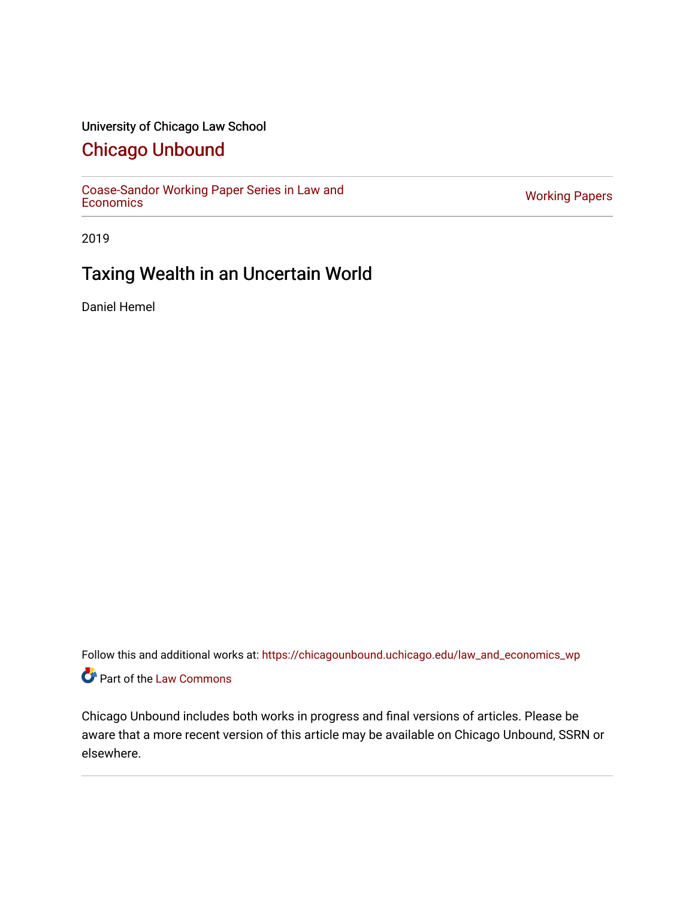University of Chicago Law School

# Chicago Unbound

Coase-Sandor Working Paper Series in Law and Economics | Working Papers

2019

## Taxing Wealth in an Uncertain World

Daniel Hemel

Follow this and additional works at: https://chicagounbound.uchicago.edu/law_and_economics_wp

Part of the Law Commons

Chicago Unbound includes both works in progress and final versions of articles. Please be aware that a more recent version of this article may be available on Chicago Unbound, SSRN or elsewhere.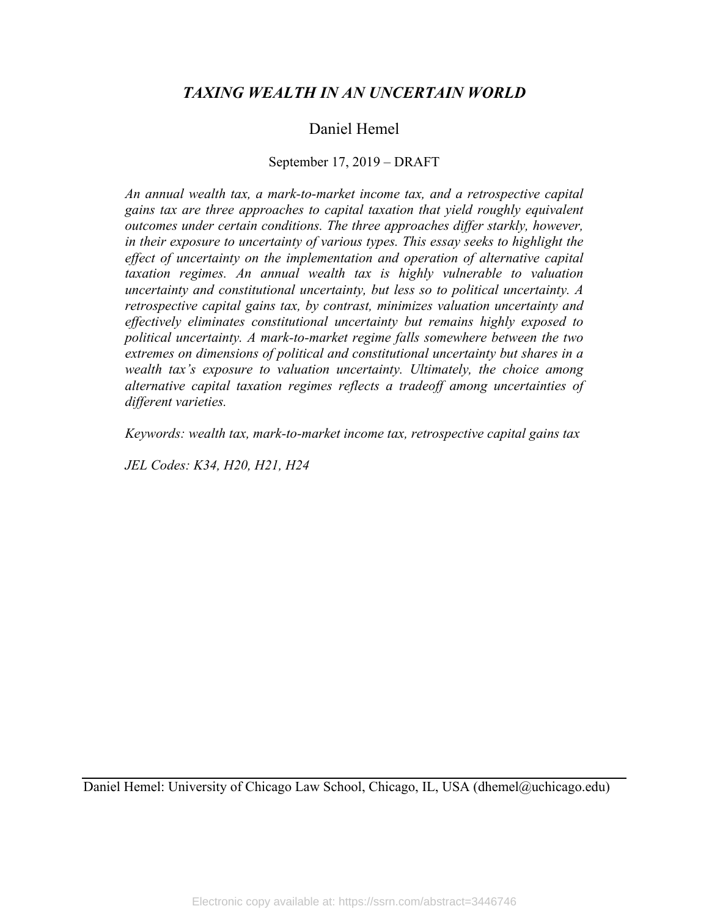# *TAXING WEALTH IN AN UNCERTAIN WORLD*

Daniel Hemel

September 17, 2019 – DRAFT

*An annual wealth tax, a mark-to-market income tax, and a retrospective capital gains tax are three approaches to capital taxation that yield roughly equivalent outcomes under certain conditions. The three approaches differ starkly, however, in their exposure to uncertainty of various types. This essay seeks to highlight the effect of uncertainty on the implementation and operation of alternative capital taxation regimes. An annual wealth tax is highly vulnerable to valuation uncertainty and constitutional uncertainty, but less so to political uncertainty. A retrospective capital gains tax, by contrast, minimizes valuation uncertainty and effectively eliminates constitutional uncertainty but remains highly exposed to political uncertainty. A mark-to-market regime falls somewhere between the two extremes on dimensions of political and constitutional uncertainty but shares in a wealth tax's exposure to valuation uncertainty. Ultimately, the choice among alternative capital taxation regimes reflects a tradeoff among uncertainties of different varieties.*

*Keywords: wealth tax, mark-to-market income tax, retrospective capital gains tax*

*JEL Codes: K34, H20, H21, H24*

---

Daniel Hemel: University of Chicago Law School, Chicago, IL, USA (dhemel@uchicago.edu)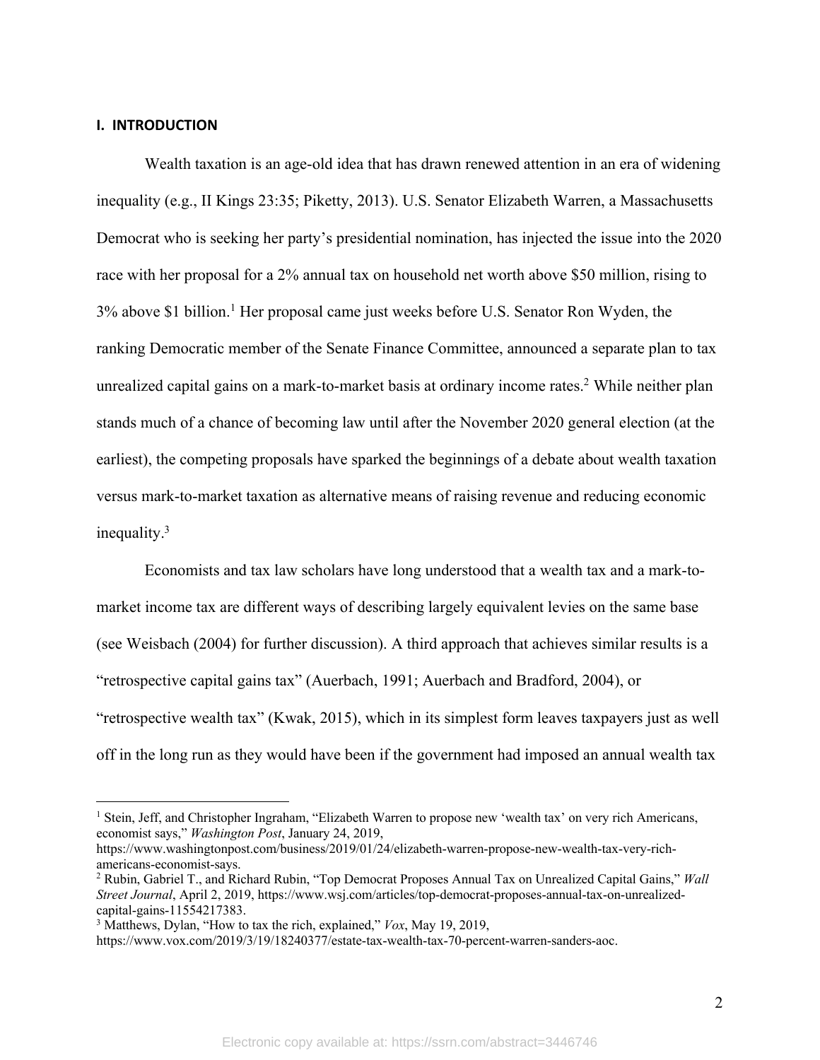## I. INTRODUCTION

Wealth taxation is an age-old idea that has drawn renewed attention in an era of widening inequality (e.g., II Kings 23:35; Piketty, 2013). U.S. Senator Elizabeth Warren, a Massachusetts Democrat who is seeking her party's presidential nomination, has injected the issue into the 2020 race with her proposal for a 2% annual tax on household net worth above $50 million, rising to 3% above $1 billion.[1] Her proposal came just weeks before U.S. Senator Ron Wyden, the ranking Democratic member of the Senate Finance Committee, announced a separate plan to tax unrealized capital gains on a mark-to-market basis at ordinary income rates.[2] While neither plan stands much of a chance of becoming law until after the November 2020 general election (at the earliest), the competing proposals have sparked the beginnings of a debate about wealth taxation versus mark-to-market taxation as alternative means of raising revenue and reducing economic inequality.[3]

Economists and tax law scholars have long understood that a wealth tax and a mark-to-market income tax are different ways of describing largely equivalent levies on the same base (see Weisbach (2004) for further discussion). A third approach that achieves similar results is a "retrospective capital gains tax" (Auerbach, 1991; Auerbach and Bradford, 2004), or "retrospective wealth tax" (Kwak, 2015), which in its simplest form leaves taxpayers just as well off in the long run as they would have been if the government had imposed an annual wealth tax

---

[1] Stein, Jeff, and Christopher Ingraham, "Elizabeth Warren to propose new 'wealth tax' on very rich Americans, economist says," *Washington Post*, January 24, 2019, https://www.washingtonpost.com/business/2019/01/24/elizabeth-warren-propose-new-wealth-tax-very-rich-americans-economist-says.

[2] Rubin, Gabriel T., and Richard Rubin, "Top Democrat Proposes Annual Tax on Unrealized Capital Gains," *Wall Street Journal*, April 2, 2019, https://www.wsj.com/articles/top-democrat-proposes-annual-tax-on-unrealized-capital-gains-11554217383.

[3] Matthews, Dylan, "How to tax the rich, explained," *Vox*, May 19, 2019, https://www.vox.com/2019/3/19/18240377/estate-tax-wealth-tax-70-percent-warren-sanders-aoc.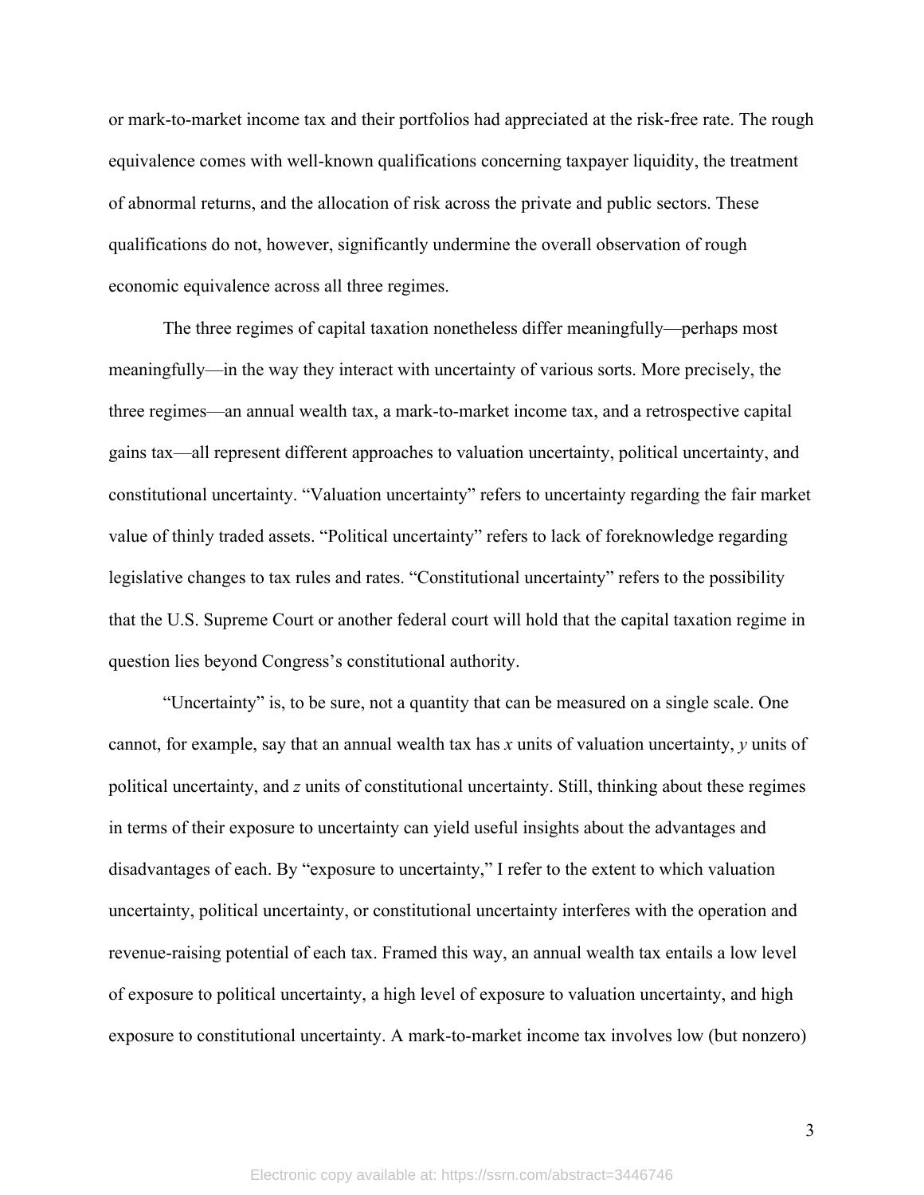or mark-to-market income tax and their portfolios had appreciated at the risk-free rate. The rough equivalence comes with well-known qualifications concerning taxpayer liquidity, the treatment of abnormal returns, and the allocation of risk across the private and public sectors. These qualifications do not, however, significantly undermine the overall observation of rough economic equivalence across all three regimes.

The three regimes of capital taxation nonetheless differ meaningfully—perhaps most meaningfully—in the way they interact with uncertainty of various sorts. More precisely, the three regimes—an annual wealth tax, a mark-to-market income tax, and a retrospective capital gains tax—all represent different approaches to valuation uncertainty, political uncertainty, and constitutional uncertainty. "Valuation uncertainty" refers to uncertainty regarding the fair market value of thinly traded assets. "Political uncertainty" refers to lack of foreknowledge regarding legislative changes to tax rules and rates. "Constitutional uncertainty" refers to the possibility that the U.S. Supreme Court or another federal court will hold that the capital taxation regime in question lies beyond Congress's constitutional authority.

"Uncertainty" is, to be sure, not a quantity that can be measured on a single scale. One cannot, for example, say that an annual wealth tax has $x$ units of valuation uncertainty, $y$ units of political uncertainty, and $z$ units of constitutional uncertainty. Still, thinking about these regimes in terms of their exposure to uncertainty can yield useful insights about the advantages and disadvantages of each. By "exposure to uncertainty," I refer to the extent to which valuation uncertainty, political uncertainty, or constitutional uncertainty interferes with the operation and revenue-raising potential of each tax. Framed this way, an annual wealth tax entails a low level of exposure to political uncertainty, a high level of exposure to valuation uncertainty, and high exposure to constitutional uncertainty. A mark-to-market income tax involves low (but nonzero)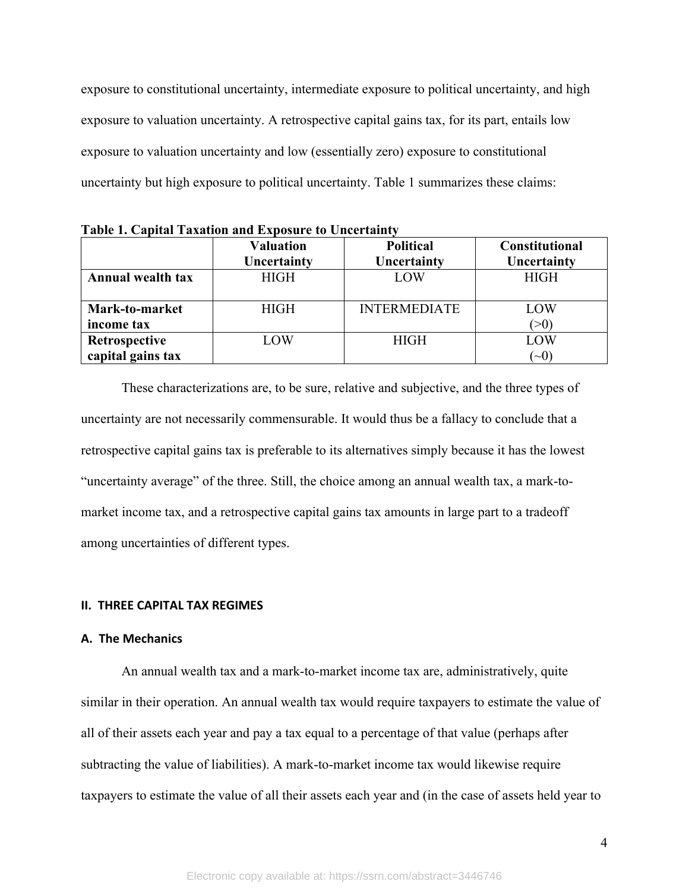exposure to constitutional uncertainty, intermediate exposure to political uncertainty, and high exposure to valuation uncertainty. A retrospective capital gains tax, for its part, entails low exposure to valuation uncertainty and low (essentially zero) exposure to constitutional uncertainty but high exposure to political uncertainty. Table 1 summarizes these claims:

**Table 1. Capital Taxation and Exposure to Uncertainty**

| | **Valuation Uncertainty** | **Political Uncertainty** | **Constitutional Uncertainty** |
|---|---|---|---|
| **Annual wealth tax** | HIGH | LOW | HIGH |
| **Mark-to-market income tax** | HIGH | INTERMEDIATE | LOW (>0) |
| **Retrospective capital gains tax** | LOW | HIGH | LOW (~0) |

These characterizations are, to be sure, relative and subjective, and the three types of uncertainty are not necessarily commensurable. It would thus be a fallacy to conclude that a retrospective capital gains tax is preferable to its alternatives simply because it has the lowest "uncertainty average" of the three. Still, the choice among an annual wealth tax, a mark-to-market income tax, and a retrospective capital gains tax amounts in large part to a tradeoff among uncertainties of different types.

## II. THREE CAPITAL TAX REGIMES

### A. The Mechanics

An annual wealth tax and a mark-to-market income tax are, administratively, quite similar in their operation. An annual wealth tax would require taxpayers to estimate the value of all of their assets each year and pay a tax equal to a percentage of that value (perhaps after subtracting the value of liabilities). A mark-to-market income tax would likewise require taxpayers to estimate the value of all their assets each year and (in the case of assets held year to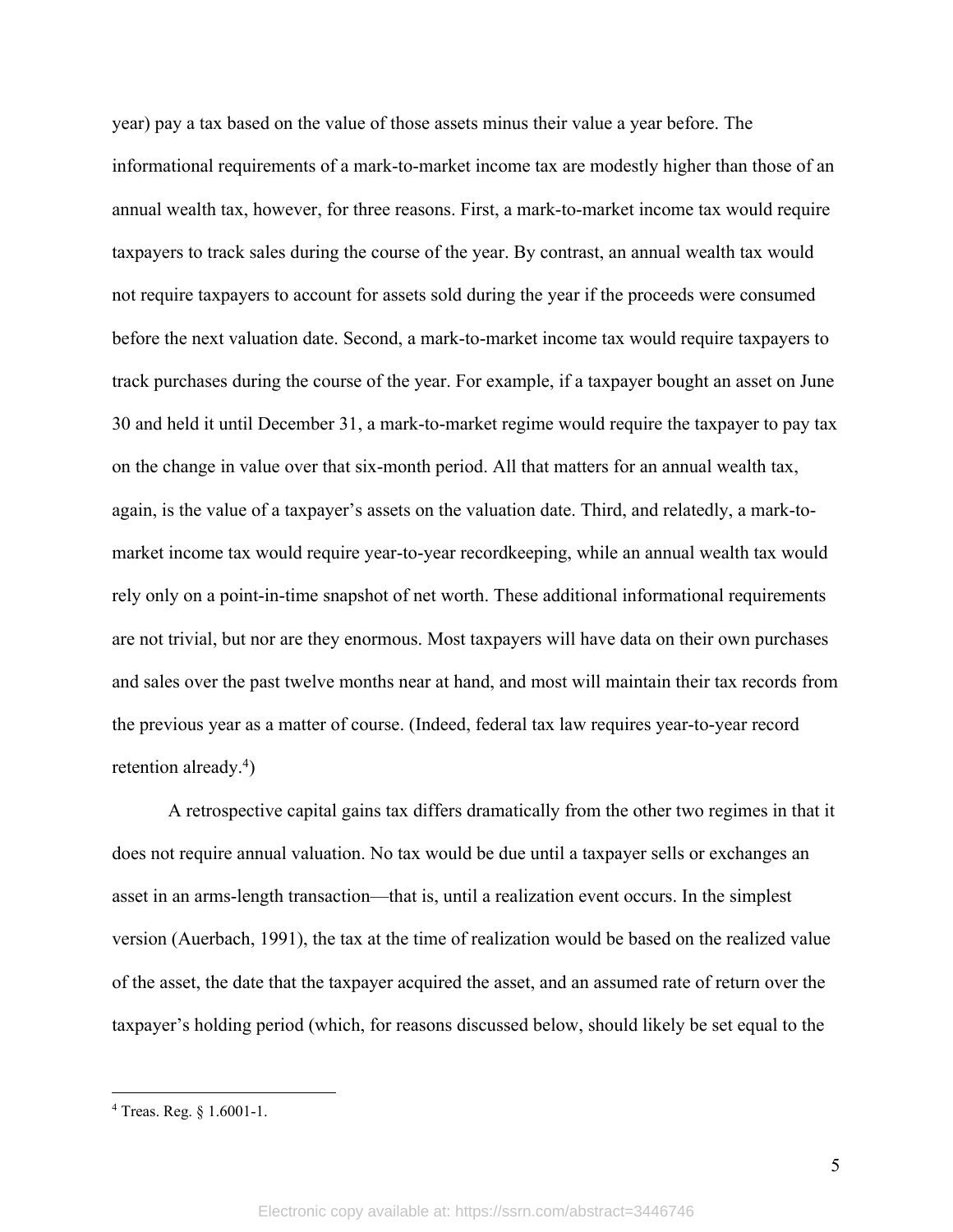year) pay a tax based on the value of those assets minus their value a year before. The informational requirements of a mark-to-market income tax are modestly higher than those of an annual wealth tax, however, for three reasons. First, a mark-to-market income tax would require taxpayers to track sales during the course of the year. By contrast, an annual wealth tax would not require taxpayers to account for assets sold during the year if the proceeds were consumed before the next valuation date. Second, a mark-to-market income tax would require taxpayers to track purchases during the course of the year. For example, if a taxpayer bought an asset on June 30 and held it until December 31, a mark-to-market regime would require the taxpayer to pay tax on the change in value over that six-month period. All that matters for an annual wealth tax, again, is the value of a taxpayer's assets on the valuation date. Third, and relatedly, a mark-to-market income tax would require year-to-year recordkeeping, while an annual wealth tax would rely only on a point-in-time snapshot of net worth. These additional informational requirements are not trivial, but nor are they enormous. Most taxpayers will have data on their own purchases and sales over the past twelve months near at hand, and most will maintain their tax records from the previous year as a matter of course. (Indeed, federal tax law requires year-to-year record retention already.[4])

A retrospective capital gains tax differs dramatically from the other two regimes in that it does not require annual valuation. No tax would be due until a taxpayer sells or exchanges an asset in an arms-length transaction—that is, until a realization event occurs. In the simplest version (Auerbach, 1991), the tax at the time of realization would be based on the realized value of the asset, the date that the taxpayer acquired the asset, and an assumed rate of return over the taxpayer's holding period (which, for reasons discussed below, should likely be set equal to the

[4] Treas. Reg. § 1.6001-1.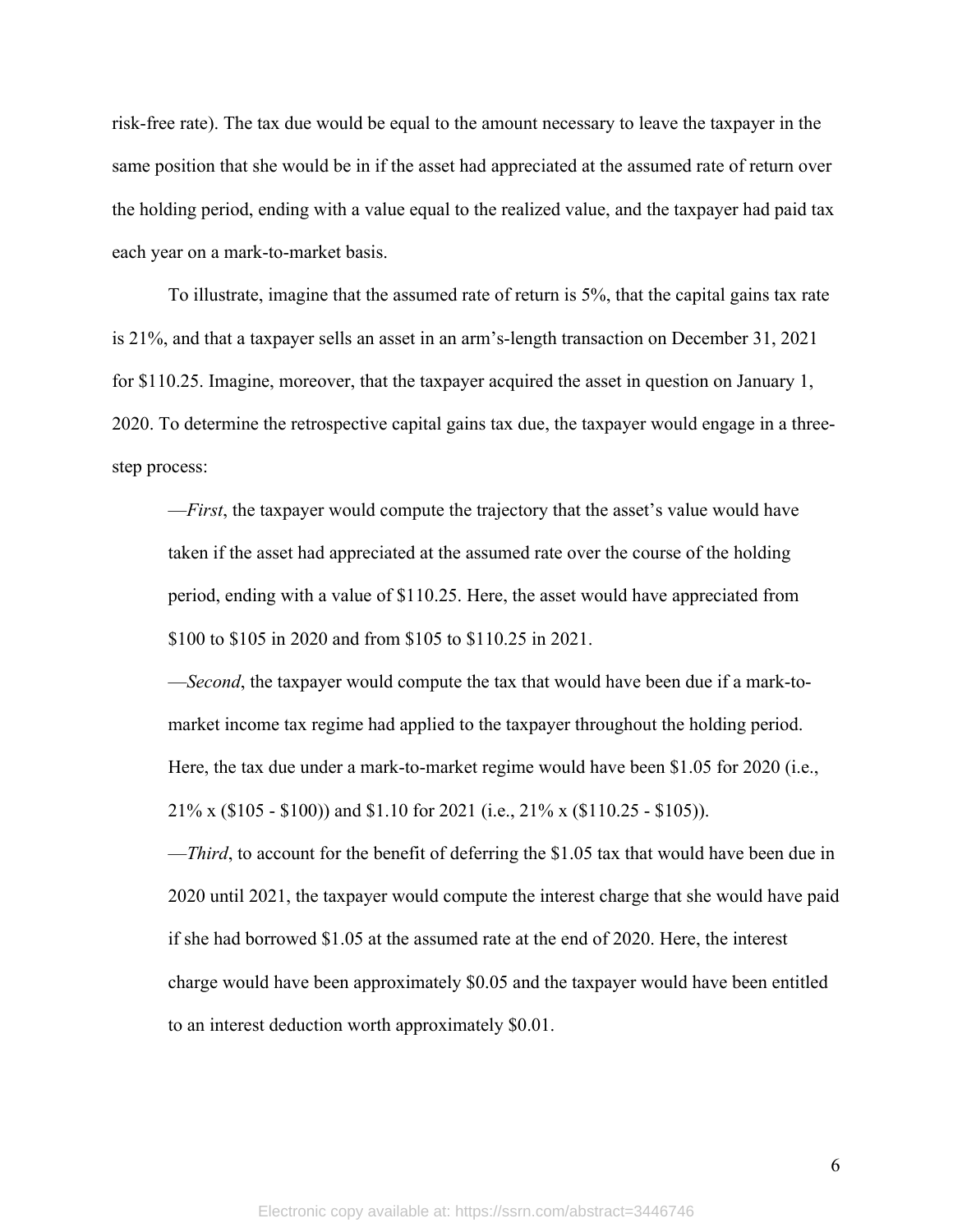risk-free rate). The tax due would be equal to the amount necessary to leave the taxpayer in the same position that she would be in if the asset had appreciated at the assumed rate of return over the holding period, ending with a value equal to the realized value, and the taxpayer had paid tax each year on a mark-to-market basis.

To illustrate, imagine that the assumed rate of return is 5%, that the capital gains tax rate is 21%, and that a taxpayer sells an asset in an arm's-length transaction on December 31, 2021 for $110.25. Imagine, moreover, that the taxpayer acquired the asset in question on January 1, 2020. To determine the retrospective capital gains tax due, the taxpayer would engage in a three-step process:

—*First*, the taxpayer would compute the trajectory that the asset's value would have taken if the asset had appreciated at the assumed rate over the course of the holding period, ending with a value of $110.25. Here, the asset would have appreciated from $100 to $105 in 2020 and from $105 to $110.25 in 2021.

—*Second*, the taxpayer would compute the tax that would have been due if a mark-to-market income tax regime had applied to the taxpayer throughout the holding period. Here, the tax due under a mark-to-market regime would have been $1.05 for 2020 (i.e., 21% x ($105 - $100)) and $1.10 for 2021 (i.e., 21% x ($110.25 - $105)).

—*Third*, to account for the benefit of deferring the $1.05 tax that would have been due in 2020 until 2021, the taxpayer would compute the interest charge that she would have paid if she had borrowed $1.05 at the assumed rate at the end of 2020. Here, the interest charge would have been approximately $0.05 and the taxpayer would have been entitled to an interest deduction worth approximately $0.01.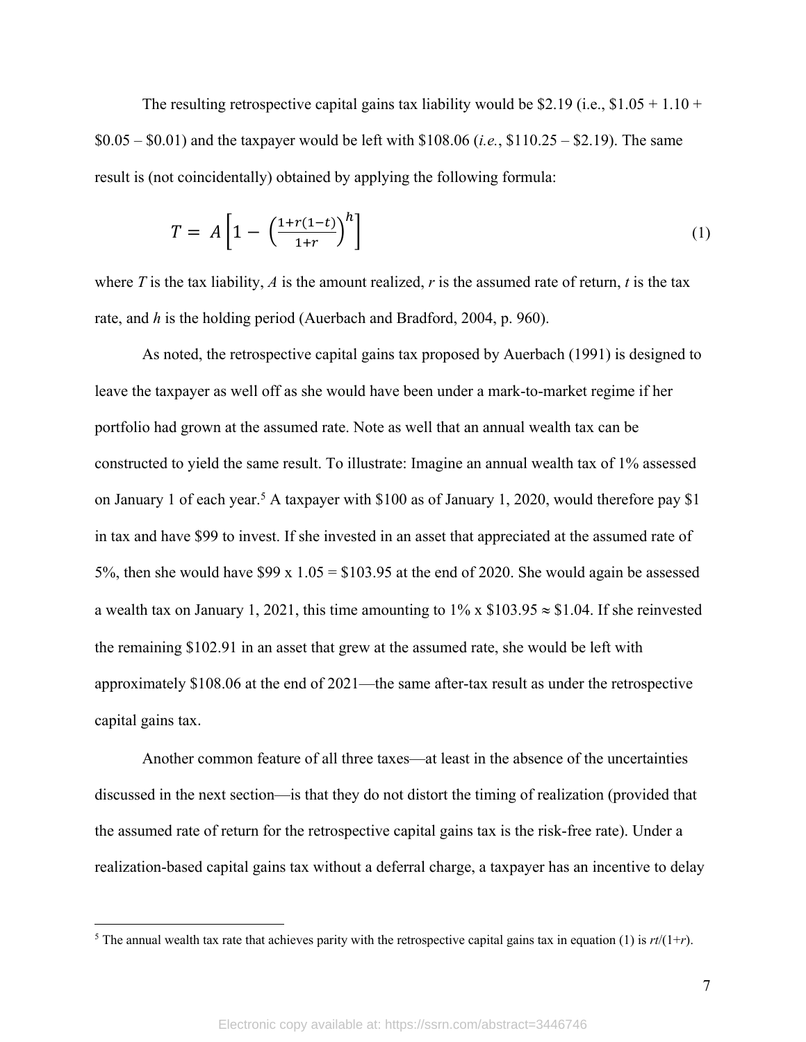The resulting retrospective capital gains tax liability would be \$2.19 (i.e., \$1.05 + 1.10 + \$0.05 – \$0.01) and the taxpayer would be left with \$108.06 (*i.e.*, \$110.25 – \$2.19). The same result is (not coincidentally) obtained by applying the following formula:

$$T = A\left[1 - \left(\frac{1+r(1-t)}{1+r}\right)^{h}\right] \tag{1}$$

where *T* is the tax liability, *A* is the amount realized, *r* is the assumed rate of return, *t* is the tax rate, and *h* is the holding period (Auerbach and Bradford, 2004, p. 960).

As noted, the retrospective capital gains tax proposed by Auerbach (1991) is designed to leave the taxpayer as well off as she would have been under a mark-to-market regime if her portfolio had grown at the assumed rate. Note as well that an annual wealth tax can be constructed to yield the same result. To illustrate: Imagine an annual wealth tax of 1% assessed on January 1 of each year.[5] A taxpayer with \$100 as of January 1, 2020, would therefore pay \$1 in tax and have \$99 to invest. If she invested in an asset that appreciated at the assumed rate of 5%, then she would have \$99 x 1.05 = \$103.95 at the end of 2020. She would again be assessed a wealth tax on January 1, 2021, this time amounting to 1% x \$103.95 ≈ \$1.04. If she reinvested the remaining \$102.91 in an asset that grew at the assumed rate, she would be left with approximately \$108.06 at the end of 2021—the same after-tax result as under the retrospective capital gains tax.

Another common feature of all three taxes—at least in the absence of the uncertainties discussed in the next section—is that they do not distort the timing of realization (provided that the assumed rate of return for the retrospective capital gains tax is the risk-free rate). Under a realization-based capital gains tax without a deferral charge, a taxpayer has an incentive to delay

[5] The annual wealth tax rate that achieves parity with the retrospective capital gains tax in equation (1) is $rt/(1+r)$.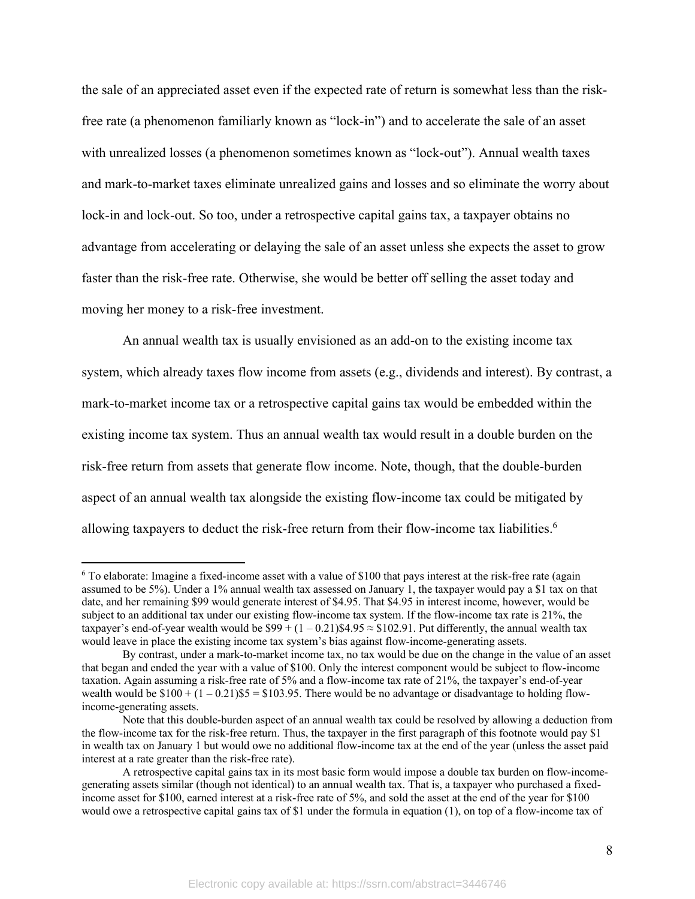the sale of an appreciated asset even if the expected rate of return is somewhat less than the risk-free rate (a phenomenon familiarly known as "lock-in") and to accelerate the sale of an asset with unrealized losses (a phenomenon sometimes known as "lock-out"). Annual wealth taxes and mark-to-market taxes eliminate unrealized gains and losses and so eliminate the worry about lock-in and lock-out. So too, under a retrospective capital gains tax, a taxpayer obtains no advantage from accelerating or delaying the sale of an asset unless she expects the asset to grow faster than the risk-free rate. Otherwise, she would be better off selling the asset today and moving her money to a risk-free investment.

An annual wealth tax is usually envisioned as an add-on to the existing income tax system, which already taxes flow income from assets (e.g., dividends and interest). By contrast, a mark-to-market income tax or a retrospective capital gains tax would be embedded within the existing income tax system. Thus an annual wealth tax would result in a double burden on the risk-free return from assets that generate flow income. Note, though, that the double-burden aspect of an annual wealth tax alongside the existing flow-income tax could be mitigated by allowing taxpayers to deduct the risk-free return from their flow-income tax liabilities.[6]

---

[6] To elaborate: Imagine a fixed-income asset with a value of \$100 that pays interest at the risk-free rate (again assumed to be 5%). Under a 1% annual wealth tax assessed on January 1, the taxpayer would pay a \$1 tax on that date, and her remaining \$99 would generate interest of \$4.95. That \$4.95 in interest income, however, would be subject to an additional tax under our existing flow-income tax system. If the flow-income tax rate is 21%, the taxpayer's end-of-year wealth would be $\$99 + (1 - 0.21)\$4.95 \approx \$102.91$. Put differently, the annual wealth tax would leave in place the existing income tax system's bias against flow-income-generating assets.

By contrast, under a mark-to-market income tax, no tax would be due on the change in the value of an asset that began and ended the year with a value of \$100. Only the interest component would be subject to flow-income taxation. Again assuming a risk-free rate of 5% and a flow-income tax rate of 21%, the taxpayer's end-of-year wealth would be $\$100 + (1 - 0.21)\$5 = \$103.95$. There would be no advantage or disadvantage to holding flow-income-generating assets.

Note that this double-burden aspect of an annual wealth tax could be resolved by allowing a deduction from the flow-income tax for the risk-free return. Thus, the taxpayer in the first paragraph of this footnote would pay \$1 in wealth tax on January 1 but would owe no additional flow-income tax at the end of the year (unless the asset paid interest at a rate greater than the risk-free rate).

A retrospective capital gains tax in its most basic form would impose a double tax burden on flow-income-generating assets similar (though not identical) to an annual wealth tax. That is, a taxpayer who purchased a fixed-income asset for \$100, earned interest at a risk-free rate of 5%, and sold the asset at the end of the year for \$100 would owe a retrospective capital gains tax of \$1 under the formula in equation (1), on top of a flow-income tax of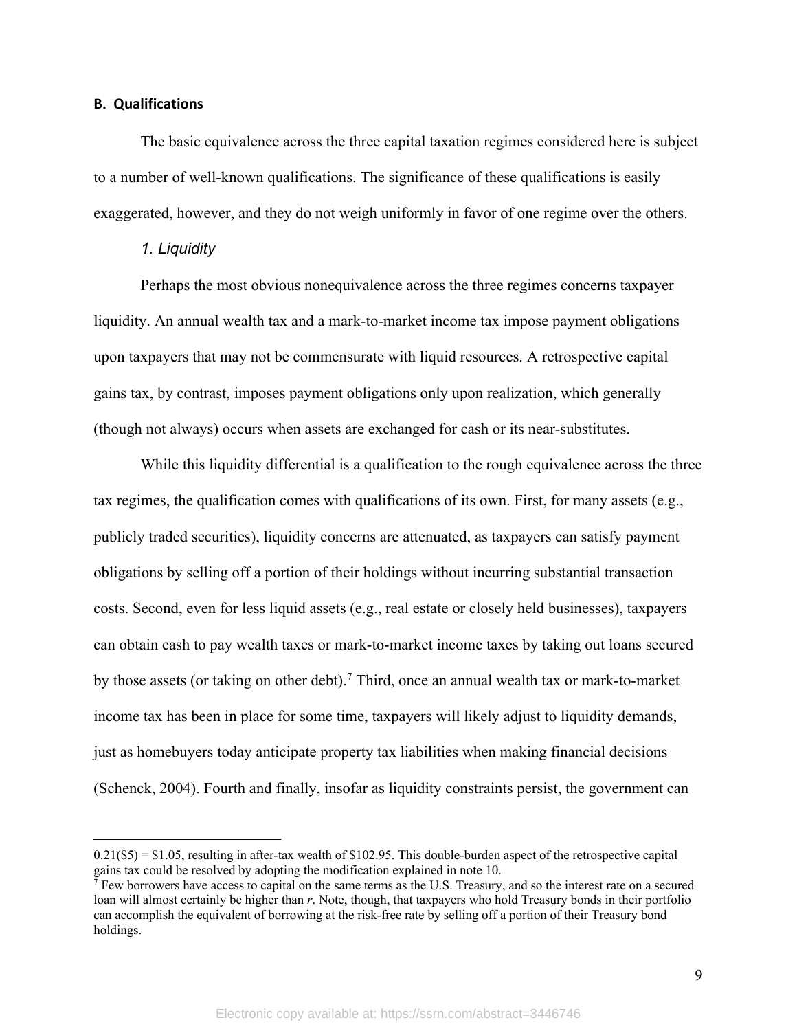### B. Qualifications

The basic equivalence across the three capital taxation regimes considered here is subject to a number of well-known qualifications. The significance of these qualifications is easily exaggerated, however, and they do not weigh uniformly in favor of one regime over the others.

*1. Liquidity*

Perhaps the most obvious nonequivalence across the three regimes concerns taxpayer liquidity. An annual wealth tax and a mark-to-market income tax impose payment obligations upon taxpayers that may not be commensurate with liquid resources. A retrospective capital gains tax, by contrast, imposes payment obligations only upon realization, which generally (though not always) occurs when assets are exchanged for cash or its near-substitutes.

While this liquidity differential is a qualification to the rough equivalence across the three tax regimes, the qualification comes with qualifications of its own. First, for many assets (e.g., publicly traded securities), liquidity concerns are attenuated, as taxpayers can satisfy payment obligations by selling off a portion of their holdings without incurring substantial transaction costs. Second, even for less liquid assets (e.g., real estate or closely held businesses), taxpayers can obtain cash to pay wealth taxes or mark-to-market income taxes by taking out loans secured by those assets (or taking on other debt).[7] Third, once an annual wealth tax or mark-to-market income tax has been in place for some time, taxpayers will likely adjust to liquidity demands, just as homebuyers today anticipate property tax liabilities when making financial decisions (Schenck, 2004). Fourth and finally, insofar as liquidity constraints persist, the government can

---

0.21($5) = $1.05, resulting in after-tax wealth of $102.95. This double-burden aspect of the retrospective capital gains tax could be resolved by adopting the modification explained in note 10.

[7] Few borrowers have access to capital on the same terms as the U.S. Treasury, and so the interest rate on a secured loan will almost certainly be higher than $r$. Note, though, that taxpayers who hold Treasury bonds in their portfolio can accomplish the equivalent of borrowing at the risk-free rate by selling off a portion of their Treasury bond holdings.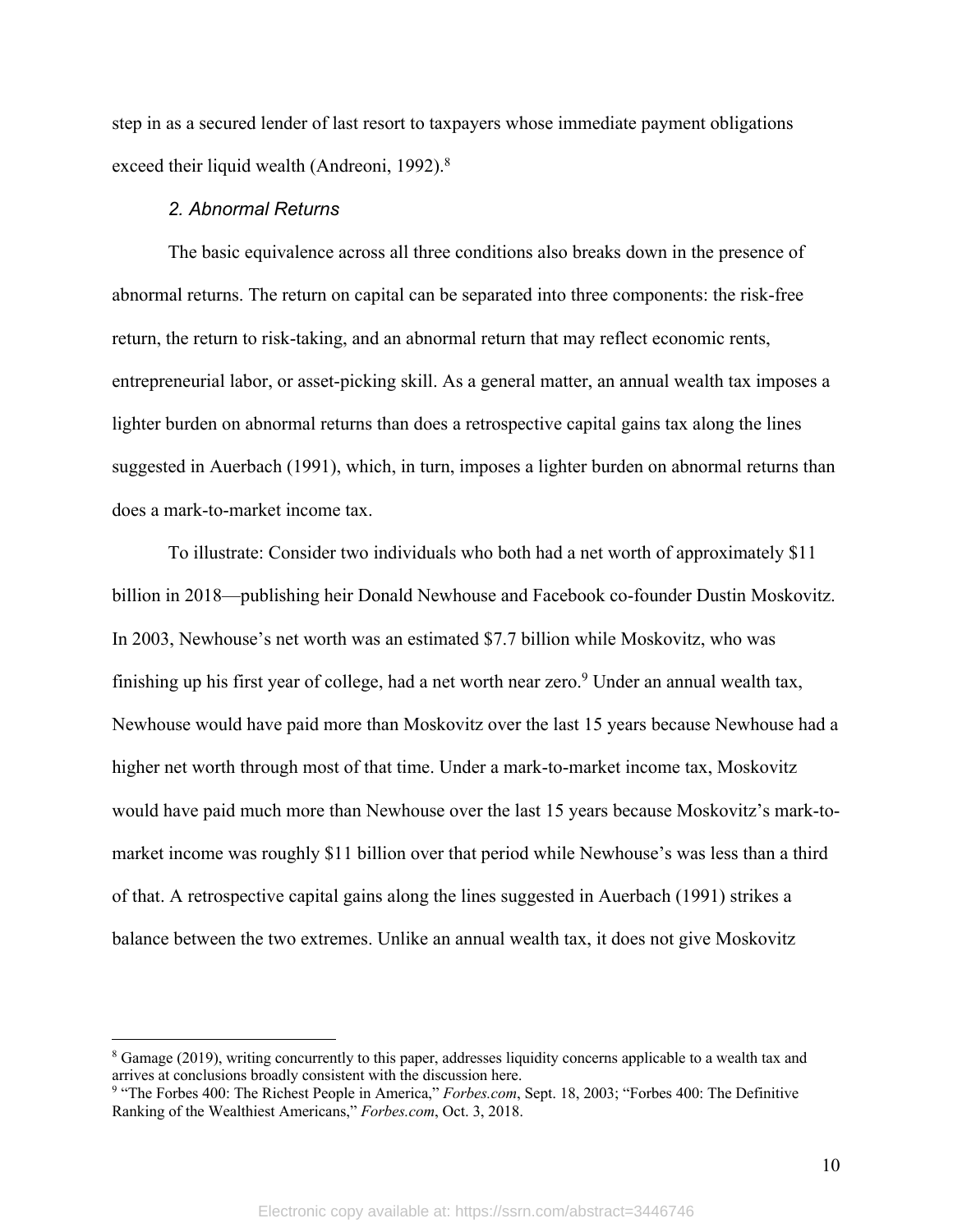step in as a secured lender of last resort to taxpayers whose immediate payment obligations exceed their liquid wealth (Andreoni, 1992).[8]

*2. Abnormal Returns*

The basic equivalence across all three conditions also breaks down in the presence of abnormal returns. The return on capital can be separated into three components: the risk-free return, the return to risk-taking, and an abnormal return that may reflect economic rents, entrepreneurial labor, or asset-picking skill. As a general matter, an annual wealth tax imposes a lighter burden on abnormal returns than does a retrospective capital gains tax along the lines suggested in Auerbach (1991), which, in turn, imposes a lighter burden on abnormal returns than does a mark-to-market income tax.

To illustrate: Consider two individuals who both had a net worth of approximately $11 billion in 2018—publishing heir Donald Newhouse and Facebook co-founder Dustin Moskovitz. In 2003, Newhouse's net worth was an estimated $7.7 billion while Moskovitz, who was finishing up his first year of college, had a net worth near zero.[9] Under an annual wealth tax, Newhouse would have paid more than Moskovitz over the last 15 years because Newhouse had a higher net worth through most of that time. Under a mark-to-market income tax, Moskovitz would have paid much more than Newhouse over the last 15 years because Moskovitz's mark-to-market income was roughly $11 billion over that period while Newhouse's was less than a third of that. A retrospective capital gains along the lines suggested in Auerbach (1991) strikes a balance between the two extremes. Unlike an annual wealth tax, it does not give Moskovitz

[8] Gamage (2019), writing concurrently to this paper, addresses liquidity concerns applicable to a wealth tax and arrives at conclusions broadly consistent with the discussion here.

[9] "The Forbes 400: The Richest People in America," *Forbes.com*, Sept. 18, 2003; "Forbes 400: The Definitive Ranking of the Wealthiest Americans," *Forbes.com*, Oct. 3, 2018.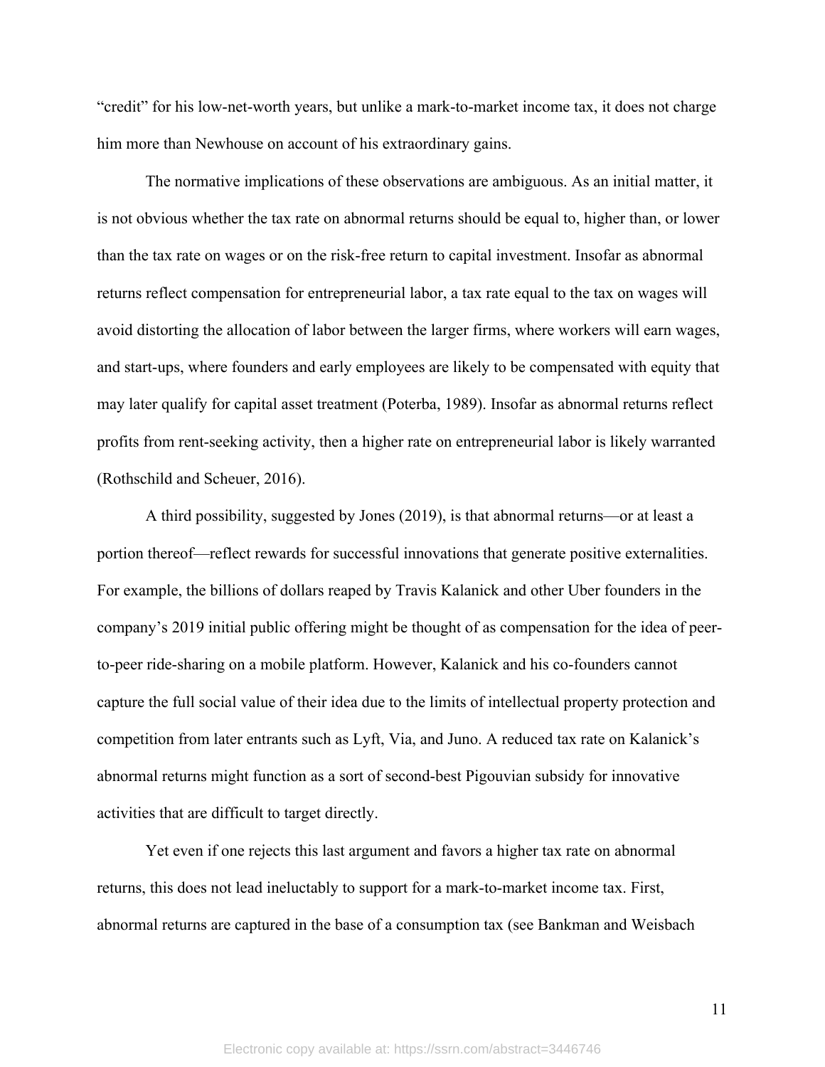"credit" for his low-net-worth years, but unlike a mark-to-market income tax, it does not charge him more than Newhouse on account of his extraordinary gains.

The normative implications of these observations are ambiguous. As an initial matter, it is not obvious whether the tax rate on abnormal returns should be equal to, higher than, or lower than the tax rate on wages or on the risk-free return to capital investment. Insofar as abnormal returns reflect compensation for entrepreneurial labor, a tax rate equal to the tax on wages will avoid distorting the allocation of labor between the larger firms, where workers will earn wages, and start-ups, where founders and early employees are likely to be compensated with equity that may later qualify for capital asset treatment (Poterba, 1989). Insofar as abnormal returns reflect profits from rent-seeking activity, then a higher rate on entrepreneurial labor is likely warranted (Rothschild and Scheuer, 2016).

A third possibility, suggested by Jones (2019), is that abnormal returns—or at least a portion thereof—reflect rewards for successful innovations that generate positive externalities. For example, the billions of dollars reaped by Travis Kalanick and other Uber founders in the company's 2019 initial public offering might be thought of as compensation for the idea of peer-to-peer ride-sharing on a mobile platform. However, Kalanick and his co-founders cannot capture the full social value of their idea due to the limits of intellectual property protection and competition from later entrants such as Lyft, Via, and Juno. A reduced tax rate on Kalanick's abnormal returns might function as a sort of second-best Pigouvian subsidy for innovative activities that are difficult to target directly.

Yet even if one rejects this last argument and favors a higher tax rate on abnormal returns, this does not lead ineluctably to support for a mark-to-market income tax. First, abnormal returns are captured in the base of a consumption tax (see Bankman and Weisbach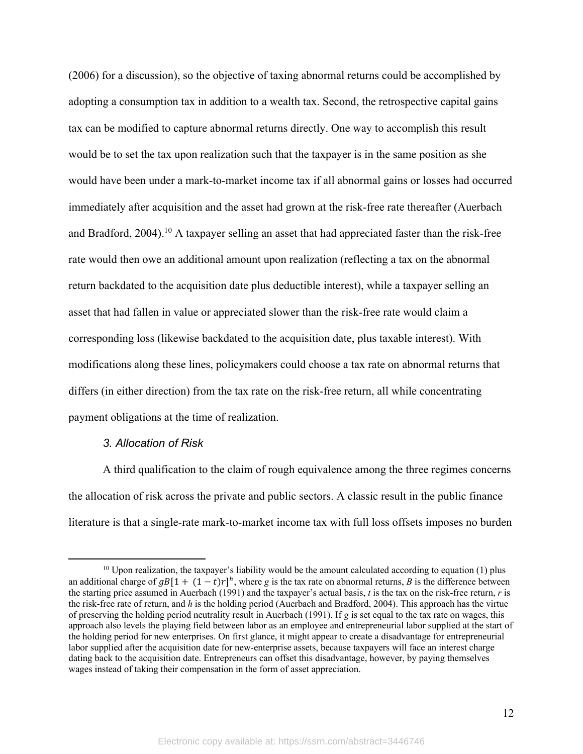(2006) for a discussion), so the objective of taxing abnormal returns could be accomplished by adopting a consumption tax in addition to a wealth tax. Second, the retrospective capital gains tax can be modified to capture abnormal returns directly. One way to accomplish this result would be to set the tax upon realization such that the taxpayer is in the same position as she would have been under a mark-to-market income tax if all abnormal gains or losses had occurred immediately after acquisition and the asset had grown at the risk-free rate thereafter (Auerbach and Bradford, 2004).[10] A taxpayer selling an asset that had appreciated faster than the risk-free rate would then owe an additional amount upon realization (reflecting a tax on the abnormal return backdated to the acquisition date plus deductible interest), while a taxpayer selling an asset that had fallen in value or appreciated slower than the risk-free rate would claim a corresponding loss (likewise backdated to the acquisition date, plus taxable interest). With modifications along these lines, policymakers could choose a tax rate on abnormal returns that differs (in either direction) from the tax rate on the risk-free return, all while concentrating payment obligations at the time of realization.

### *3. Allocation of Risk*

A third qualification to the claim of rough equivalence among the three regimes concerns the allocation of risk across the private and public sectors. A classic result in the public finance literature is that a single-rate mark-to-market income tax with full loss offsets imposes no burden

---

[10] Upon realization, the taxpayer's liability would be the amount calculated according to equation (1) plus an additional charge of $gB[1 + (1-t)r]^h$, where $g$ is the tax rate on abnormal returns, $B$ is the difference between the starting price assumed in Auerbach (1991) and the taxpayer's actual basis, $t$ is the tax on the risk-free return, $r$ is the risk-free rate of return, and $h$ is the holding period (Auerbach and Bradford, 2004). This approach has the virtue of preserving the holding period neutrality result in Auerbach (1991). If $g$ is set equal to the tax rate on wages, this approach also levels the playing field between labor as an employee and entrepreneurial labor supplied at the start of the holding period for new enterprises. On first glance, it might appear to create a disadvantage for entrepreneurial labor supplied after the acquisition date for new-enterprise assets, because taxpayers will face an interest charge dating back to the acquisition date. Entrepreneurs can offset this disadvantage, however, by paying themselves wages instead of taking their compensation in the form of asset appreciation.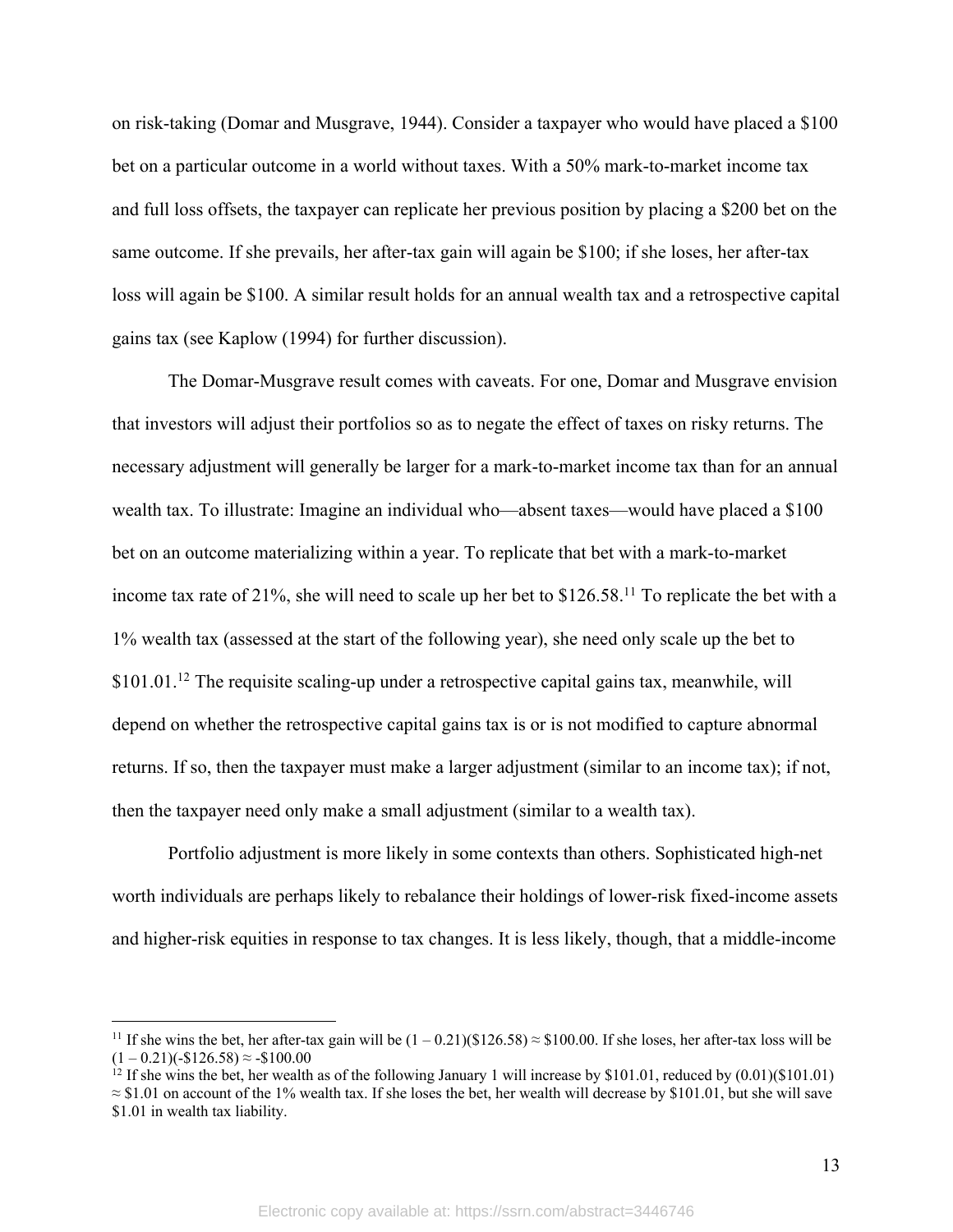on risk-taking (Domar and Musgrave, 1944). Consider a taxpayer who would have placed a $100 bet on a particular outcome in a world without taxes. With a 50% mark-to-market income tax and full loss offsets, the taxpayer can replicate her previous position by placing a $200 bet on the same outcome. If she prevails, her after-tax gain will again be $100; if she loses, her after-tax loss will again be $100. A similar result holds for an annual wealth tax and a retrospective capital gains tax (see Kaplow (1994) for further discussion).

The Domar-Musgrave result comes with caveats. For one, Domar and Musgrave envision that investors will adjust their portfolios so as to negate the effect of taxes on risky returns. The necessary adjustment will generally be larger for a mark-to-market income tax than for an annual wealth tax. To illustrate: Imagine an individual who—absent taxes—would have placed a $100 bet on an outcome materializing within a year. To replicate that bet with a mark-to-market income tax rate of 21%, she will need to scale up her bet to $126.58.[11] To replicate the bet with a 1% wealth tax (assessed at the start of the following year), she need only scale up the bet to $101.01.[12] The requisite scaling-up under a retrospective capital gains tax, meanwhile, will depend on whether the retrospective capital gains tax is or is not modified to capture abnormal returns. If so, then the taxpayer must make a larger adjustment (similar to an income tax); if not, then the taxpayer need only make a small adjustment (similar to a wealth tax).

Portfolio adjustment is more likely in some contexts than others. Sophisticated high-net worth individuals are perhaps likely to rebalance their holdings of lower-risk fixed-income assets and higher-risk equities in response to tax changes. It is less likely, though, that a middle-income

---

[11] If she wins the bet, her after-tax gain will be $(1 – 0.21)(\$126.58) \approx \$100.00$. If she loses, her after-tax loss will be $(1 – 0.21)(-\$126.58) \approx -\$100.00$

[12] If she wins the bet, her wealth as of the following January 1 will increase by $101.01, reduced by $(0.01)(\$101.01) \approx \$1.01$ on account of the 1% wealth tax. If she loses the bet, her wealth will decrease by $101.01, but she will save $1.01 in wealth tax liability.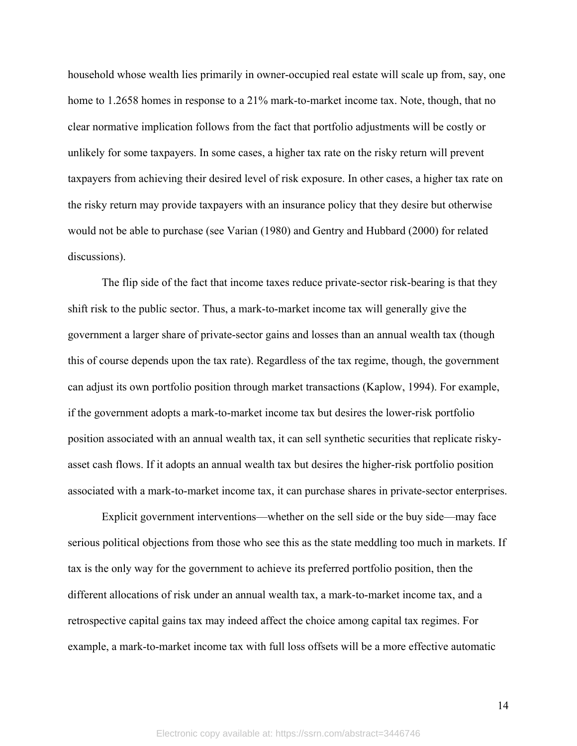household whose wealth lies primarily in owner-occupied real estate will scale up from, say, one home to 1.2658 homes in response to a 21% mark-to-market income tax. Note, though, that no clear normative implication follows from the fact that portfolio adjustments will be costly or unlikely for some taxpayers. In some cases, a higher tax rate on the risky return will prevent taxpayers from achieving their desired level of risk exposure. In other cases, a higher tax rate on the risky return may provide taxpayers with an insurance policy that they desire but otherwise would not be able to purchase (see Varian (1980) and Gentry and Hubbard (2000) for related discussions).

The flip side of the fact that income taxes reduce private-sector risk-bearing is that they shift risk to the public sector. Thus, a mark-to-market income tax will generally give the government a larger share of private-sector gains and losses than an annual wealth tax (though this of course depends upon the tax rate). Regardless of the tax regime, though, the government can adjust its own portfolio position through market transactions (Kaplow, 1994). For example, if the government adopts a mark-to-market income tax but desires the lower-risk portfolio position associated with an annual wealth tax, it can sell synthetic securities that replicate risky-asset cash flows. If it adopts an annual wealth tax but desires the higher-risk portfolio position associated with a mark-to-market income tax, it can purchase shares in private-sector enterprises.

Explicit government interventions—whether on the sell side or the buy side—may face serious political objections from those who see this as the state meddling too much in markets. If tax is the only way for the government to achieve its preferred portfolio position, then the different allocations of risk under an annual wealth tax, a mark-to-market income tax, and a retrospective capital gains tax may indeed affect the choice among capital tax regimes. For example, a mark-to-market income tax with full loss offsets will be a more effective automatic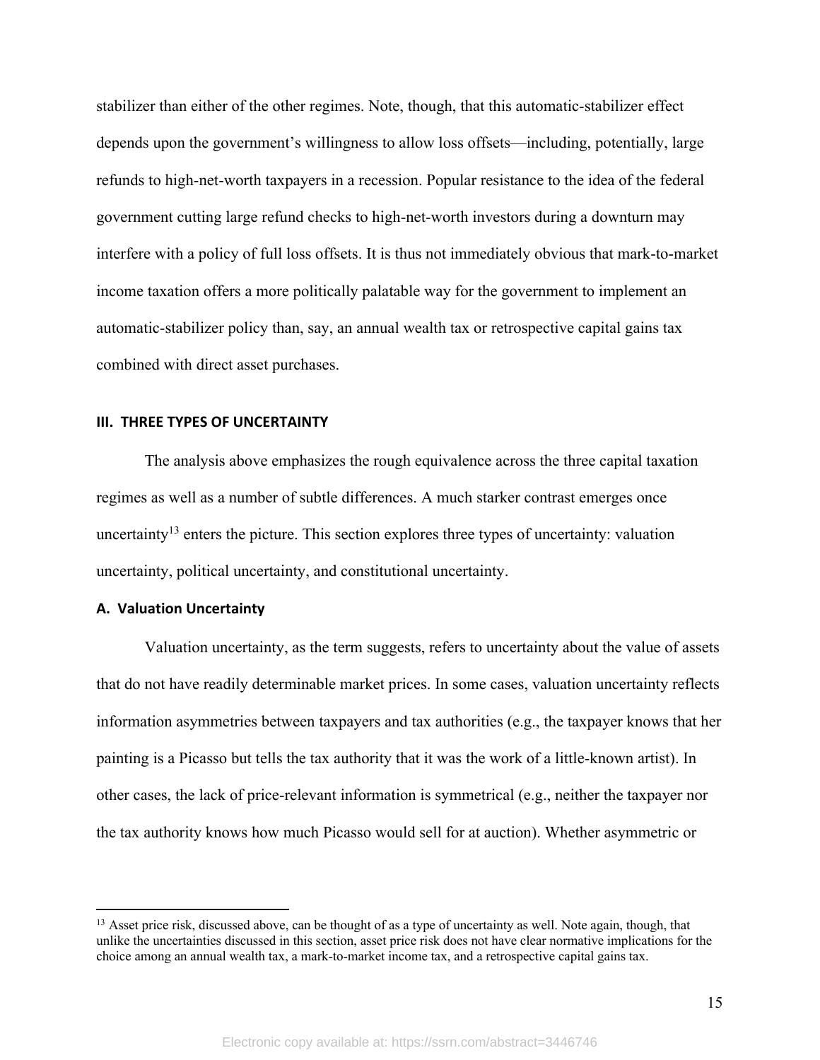stabilizer than either of the other regimes. Note, though, that this automatic-stabilizer effect depends upon the government's willingness to allow loss offsets—including, potentially, large refunds to high-net-worth taxpayers in a recession. Popular resistance to the idea of the federal government cutting large refund checks to high-net-worth investors during a downturn may interfere with a policy of full loss offsets. It is thus not immediately obvious that mark-to-market income taxation offers a more politically palatable way for the government to implement an automatic-stabilizer policy than, say, an annual wealth tax or retrospective capital gains tax combined with direct asset purchases.

## III. THREE TYPES OF UNCERTAINTY

The analysis above emphasizes the rough equivalence across the three capital taxation regimes as well as a number of subtle differences. A much starker contrast emerges once uncertainty[13] enters the picture. This section explores three types of uncertainty: valuation uncertainty, political uncertainty, and constitutional uncertainty.

### A. Valuation Uncertainty

Valuation uncertainty, as the term suggests, refers to uncertainty about the value of assets that do not have readily determinable market prices. In some cases, valuation uncertainty reflects information asymmetries between taxpayers and tax authorities (e.g., the taxpayer knows that her painting is a Picasso but tells the tax authority that it was the work of a little-known artist). In other cases, the lack of price-relevant information is symmetrical (e.g., neither the taxpayer nor the tax authority knows how much Picasso would sell for at auction). Whether asymmetric or

---

[13] Asset price risk, discussed above, can be thought of as a type of uncertainty as well. Note again, though, that unlike the uncertainties discussed in this section, asset price risk does not have clear normative implications for the choice among an annual wealth tax, a mark-to-market income tax, and a retrospective capital gains tax.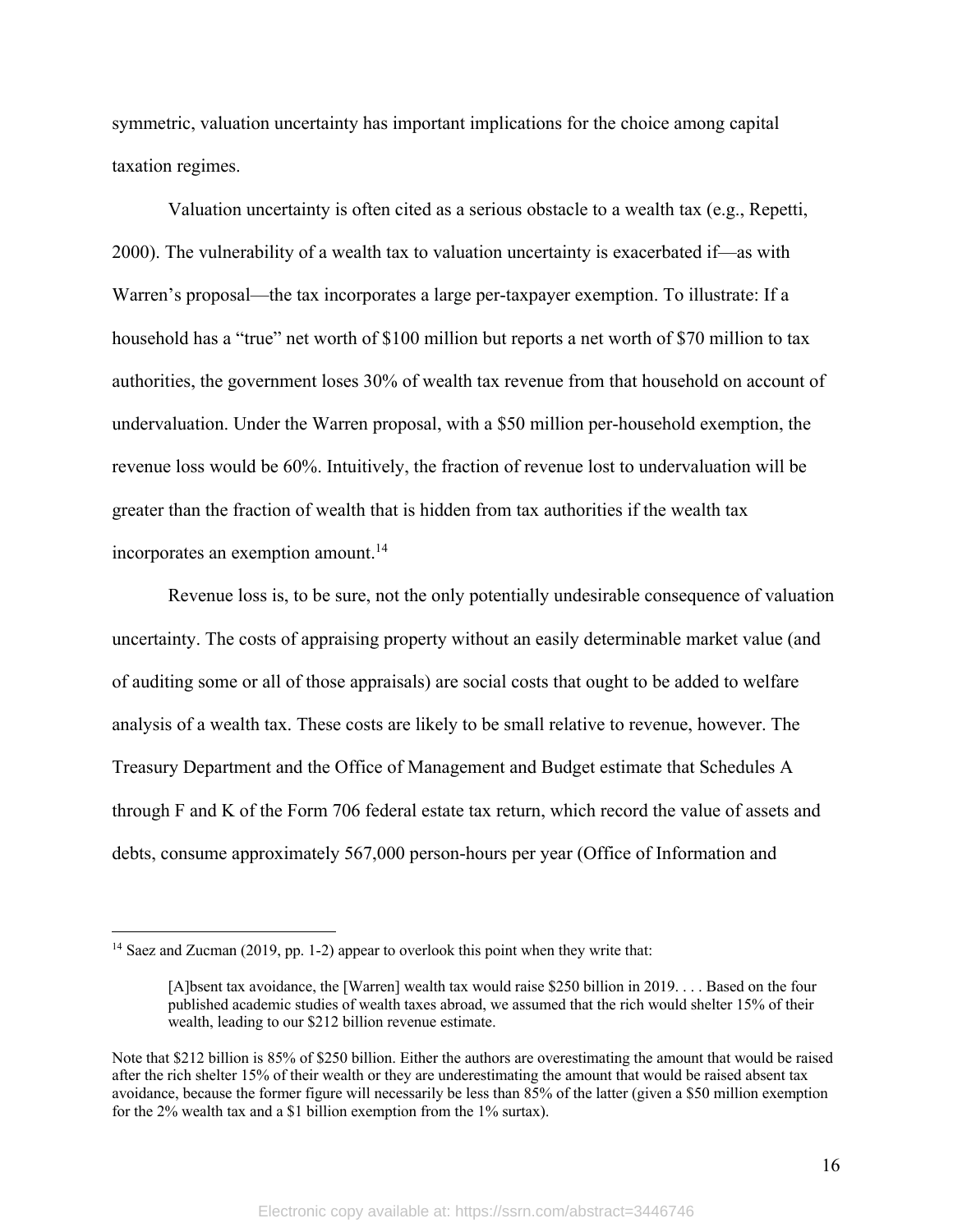symmetric, valuation uncertainty has important implications for the choice among capital taxation regimes.

Valuation uncertainty is often cited as a serious obstacle to a wealth tax (e.g., Repetti, 2000). The vulnerability of a wealth tax to valuation uncertainty is exacerbated if—as with Warren's proposal—the tax incorporates a large per-taxpayer exemption. To illustrate: If a household has a "true" net worth of $100 million but reports a net worth of $70 million to tax authorities, the government loses 30% of wealth tax revenue from that household on account of undervaluation. Under the Warren proposal, with a $50 million per-household exemption, the revenue loss would be 60%. Intuitively, the fraction of revenue lost to undervaluation will be greater than the fraction of wealth that is hidden from tax authorities if the wealth tax incorporates an exemption amount.[14]

Revenue loss is, to be sure, not the only potentially undesirable consequence of valuation uncertainty. The costs of appraising property without an easily determinable market value (and of auditing some or all of those appraisals) are social costs that ought to be added to welfare analysis of a wealth tax. These costs are likely to be small relative to revenue, however. The Treasury Department and the Office of Management and Budget estimate that Schedules A through F and K of the Form 706 federal estate tax return, which record the value of assets and debts, consume approximately 567,000 person-hours per year (Office of Information and

---

[14] Saez and Zucman (2019, pp. 1-2) appear to overlook this point when they write that:

> [A]bsent tax avoidance, the [Warren] wealth tax would raise $250 billion in 2019. . . . Based on the four published academic studies of wealth taxes abroad, we assumed that the rich would shelter 15% of their wealth, leading to our $212 billion revenue estimate.

Note that $212 billion is 85% of $250 billion. Either the authors are overestimating the amount that would be raised after the rich shelter 15% of their wealth or they are underestimating the amount that would be raised absent tax avoidance, because the former figure will necessarily be less than 85% of the latter (given a $50 million exemption for the 2% wealth tax and a $1 billion exemption from the 1% surtax).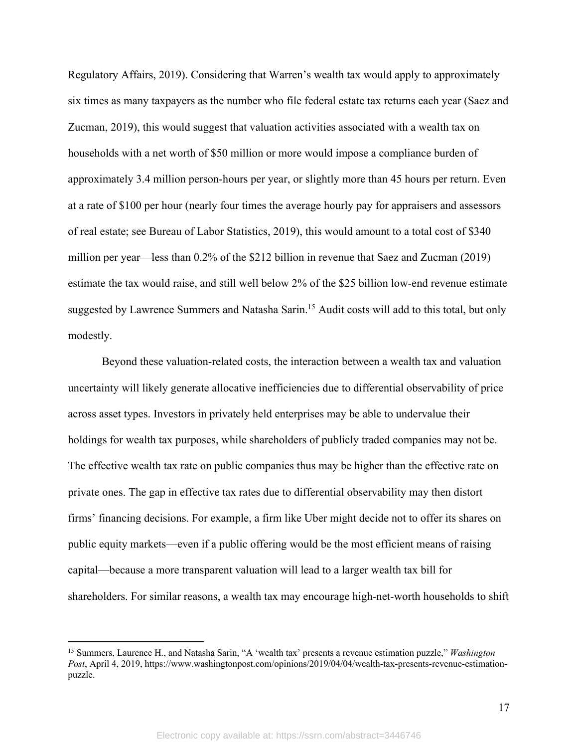Regulatory Affairs, 2019). Considering that Warren's wealth tax would apply to approximately six times as many taxpayers as the number who file federal estate tax returns each year (Saez and Zucman, 2019), this would suggest that valuation activities associated with a wealth tax on households with a net worth of $50 million or more would impose a compliance burden of approximately 3.4 million person-hours per year, or slightly more than 45 hours per return. Even at a rate of $100 per hour (nearly four times the average hourly pay for appraisers and assessors of real estate; see Bureau of Labor Statistics, 2019), this would amount to a total cost of $340 million per year—less than 0.2% of the $212 billion in revenue that Saez and Zucman (2019) estimate the tax would raise, and still well below 2% of the $25 billion low-end revenue estimate suggested by Lawrence Summers and Natasha Sarin.[15] Audit costs will add to this total, but only modestly.

Beyond these valuation-related costs, the interaction between a wealth tax and valuation uncertainty will likely generate allocative inefficiencies due to differential observability of price across asset types. Investors in privately held enterprises may be able to undervalue their holdings for wealth tax purposes, while shareholders of publicly traded companies may not be. The effective wealth tax rate on public companies thus may be higher than the effective rate on private ones. The gap in effective tax rates due to differential observability may then distort firms' financing decisions. For example, a firm like Uber might decide not to offer its shares on public equity markets—even if a public offering would be the most efficient means of raising capital—because a more transparent valuation will lead to a larger wealth tax bill for shareholders. For similar reasons, a wealth tax may encourage high-net-worth households to shift

---

[15] Summers, Laurence H., and Natasha Sarin, "A 'wealth tax' presents a revenue estimation puzzle," *Washington Post*, April 4, 2019, https://www.washingtonpost.com/opinions/2019/04/04/wealth-tax-presents-revenue-estimation-puzzle.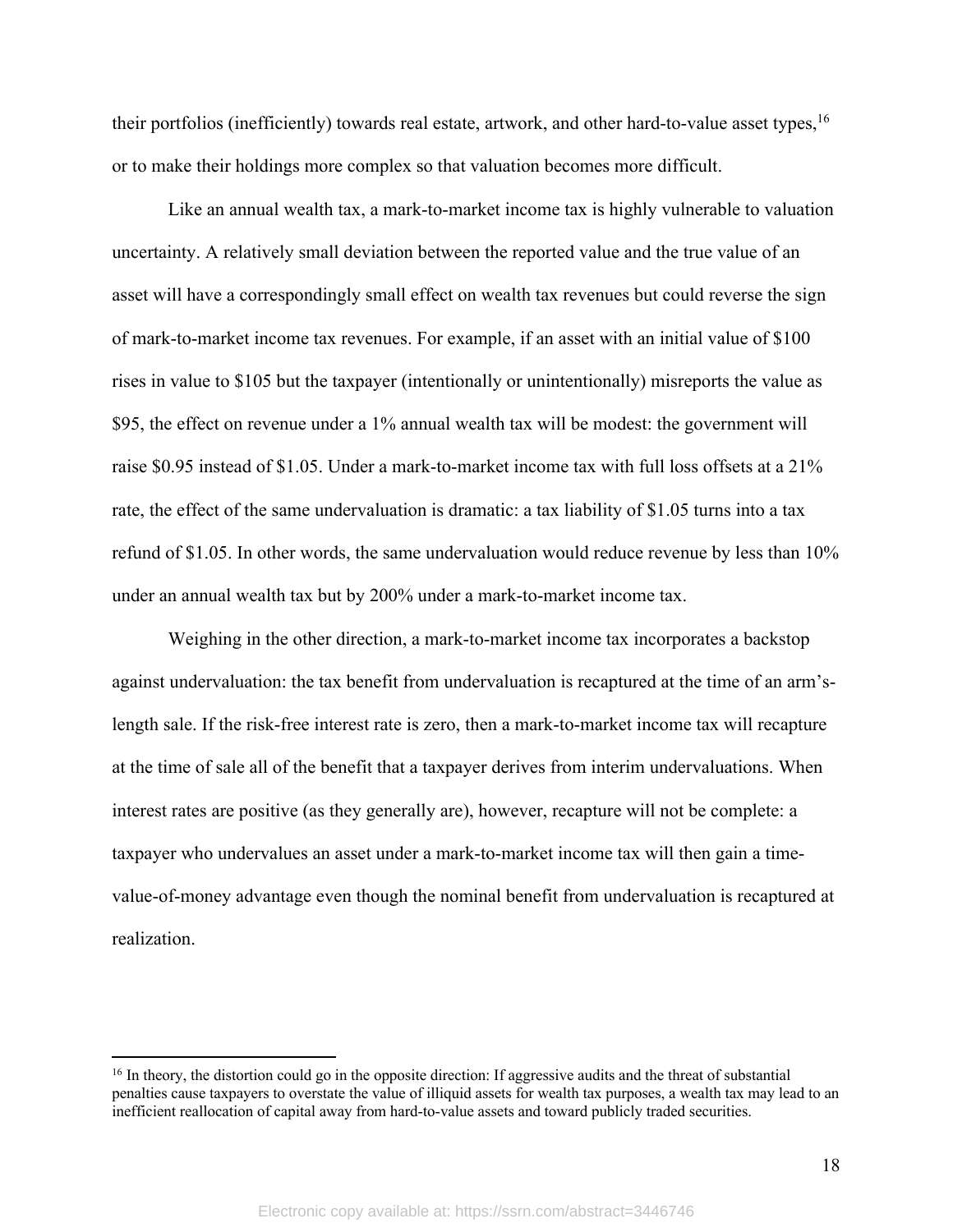their portfolios (inefficiently) towards real estate, artwork, and other hard-to-value asset types,[16] or to make their holdings more complex so that valuation becomes more difficult.

Like an annual wealth tax, a mark-to-market income tax is highly vulnerable to valuation uncertainty. A relatively small deviation between the reported value and the true value of an asset will have a correspondingly small effect on wealth tax revenues but could reverse the sign of mark-to-market income tax revenues. For example, if an asset with an initial value of $100 rises in value to $105 but the taxpayer (intentionally or unintentionally) misreports the value as $95, the effect on revenue under a 1% annual wealth tax will be modest: the government will raise $0.95 instead of $1.05. Under a mark-to-market income tax with full loss offsets at a 21% rate, the effect of the same undervaluation is dramatic: a tax liability of $1.05 turns into a tax refund of $1.05. In other words, the same undervaluation would reduce revenue by less than 10% under an annual wealth tax but by 200% under a mark-to-market income tax.

Weighing in the other direction, a mark-to-market income tax incorporates a backstop against undervaluation: the tax benefit from undervaluation is recaptured at the time of an arm's-length sale. If the risk-free interest rate is zero, then a mark-to-market income tax will recapture at the time of sale all of the benefit that a taxpayer derives from interim undervaluations. When interest rates are positive (as they generally are), however, recapture will not be complete: a taxpayer who undervalues an asset under a mark-to-market income tax will then gain a time-value-of-money advantage even though the nominal benefit from undervaluation is recaptured at realization.

[16] In theory, the distortion could go in the opposite direction: If aggressive audits and the threat of substantial penalties cause taxpayers to overstate the value of illiquid assets for wealth tax purposes, a wealth tax may lead to an inefficient reallocation of capital away from hard-to-value assets and toward publicly traded securities.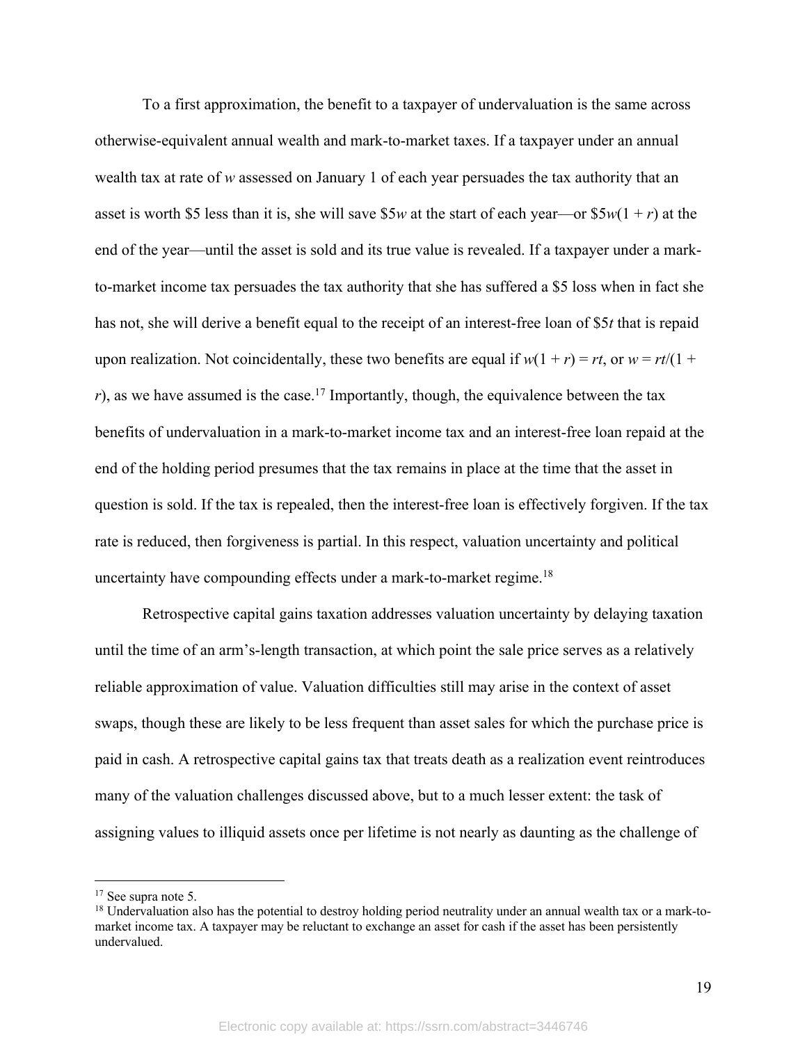To a first approximation, the benefit to a taxpayer of undervaluation is the same across otherwise-equivalent annual wealth and mark-to-market taxes. If a taxpayer under an annual wealth tax at rate of $w$ assessed on January 1 of each year persuades the tax authority that an asset is worth \$5 less than it is, she will save \$5$w$ at the start of each year—or \$5$w(1 + r)$ at the end of the year—until the asset is sold and its true value is revealed. If a taxpayer under a mark-to-market income tax persuades the tax authority that she has suffered a \$5 loss when in fact she has not, she will derive a benefit equal to the receipt of an interest-free loan of \$5$t$ that is repaid upon realization. Not coincidentally, these two benefits are equal if $w(1 + r) = rt$, or $w = rt/(1 + r)$, as we have assumed is the case.[17] Importantly, though, the equivalence between the tax benefits of undervaluation in a mark-to-market income tax and an interest-free loan repaid at the end of the holding period presumes that the tax remains in place at the time that the asset in question is sold. If the tax is repealed, then the interest-free loan is effectively forgiven. If the tax rate is reduced, then forgiveness is partial. In this respect, valuation uncertainty and political uncertainty have compounding effects under a mark-to-market regime.[18]

Retrospective capital gains taxation addresses valuation uncertainty by delaying taxation until the time of an arm's-length transaction, at which point the sale price serves as a relatively reliable approximation of value. Valuation difficulties still may arise in the context of asset swaps, though these are likely to be less frequent than asset sales for which the purchase price is paid in cash. A retrospective capital gains tax that treats death as a realization event reintroduces many of the valuation challenges discussed above, but to a much lesser extent: the task of assigning values to illiquid assets once per lifetime is not nearly as daunting as the challenge of

---

[17] See supra note 5.

[18] Undervaluation also has the potential to destroy holding period neutrality under an annual wealth tax or a mark-to-market income tax. A taxpayer may be reluctant to exchange an asset for cash if the asset has been persistently undervalued.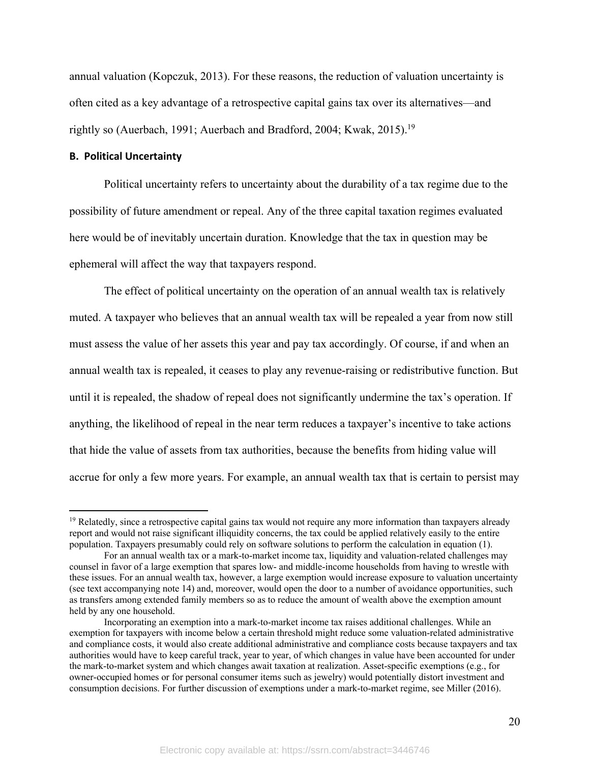annual valuation (Kopczuk, 2013). For these reasons, the reduction of valuation uncertainty is often cited as a key advantage of a retrospective capital gains tax over its alternatives—and rightly so (Auerbach, 1991; Auerbach and Bradford, 2004; Kwak, 2015).[19]

### B. Political Uncertainty

Political uncertainty refers to uncertainty about the durability of a tax regime due to the possibility of future amendment or repeal. Any of the three capital taxation regimes evaluated here would be of inevitably uncertain duration. Knowledge that the tax in question may be ephemeral will affect the way that taxpayers respond.

The effect of political uncertainty on the operation of an annual wealth tax is relatively muted. A taxpayer who believes that an annual wealth tax will be repealed a year from now still must assess the value of her assets this year and pay tax accordingly. Of course, if and when an annual wealth tax is repealed, it ceases to play any revenue-raising or redistributive function. But until it is repealed, the shadow of repeal does not significantly undermine the tax's operation. If anything, the likelihood of repeal in the near term reduces a taxpayer's incentive to take actions that hide the value of assets from tax authorities, because the benefits from hiding value will accrue for only a few more years. For example, an annual wealth tax that is certain to persist may

---

[19] Relatedly, since a retrospective capital gains tax would not require any more information than taxpayers already report and would not raise significant illiquidity concerns, the tax could be applied relatively easily to the entire population. Taxpayers presumably could rely on software solutions to perform the calculation in equation (1).

For an annual wealth tax or a mark-to-market income tax, liquidity and valuation-related challenges may counsel in favor of a large exemption that spares low- and middle-income households from having to wrestle with these issues. For an annual wealth tax, however, a large exemption would increase exposure to valuation uncertainty (see text accompanying note 14) and, moreover, would open the door to a number of avoidance opportunities, such as transfers among extended family members so as to reduce the amount of wealth above the exemption amount held by any one household.

Incorporating an exemption into a mark-to-market income tax raises additional challenges. While an exemption for taxpayers with income below a certain threshold might reduce some valuation-related administrative and compliance costs, it would also create additional administrative and compliance costs because taxpayers and tax authorities would have to keep careful track, year to year, of which changes in value have been accounted for under the mark-to-market system and which changes await taxation at realization. Asset-specific exemptions (e.g., for owner-occupied homes or for personal consumer items such as jewelry) would potentially distort investment and consumption decisions. For further discussion of exemptions under a mark-to-market regime, see Miller (2016).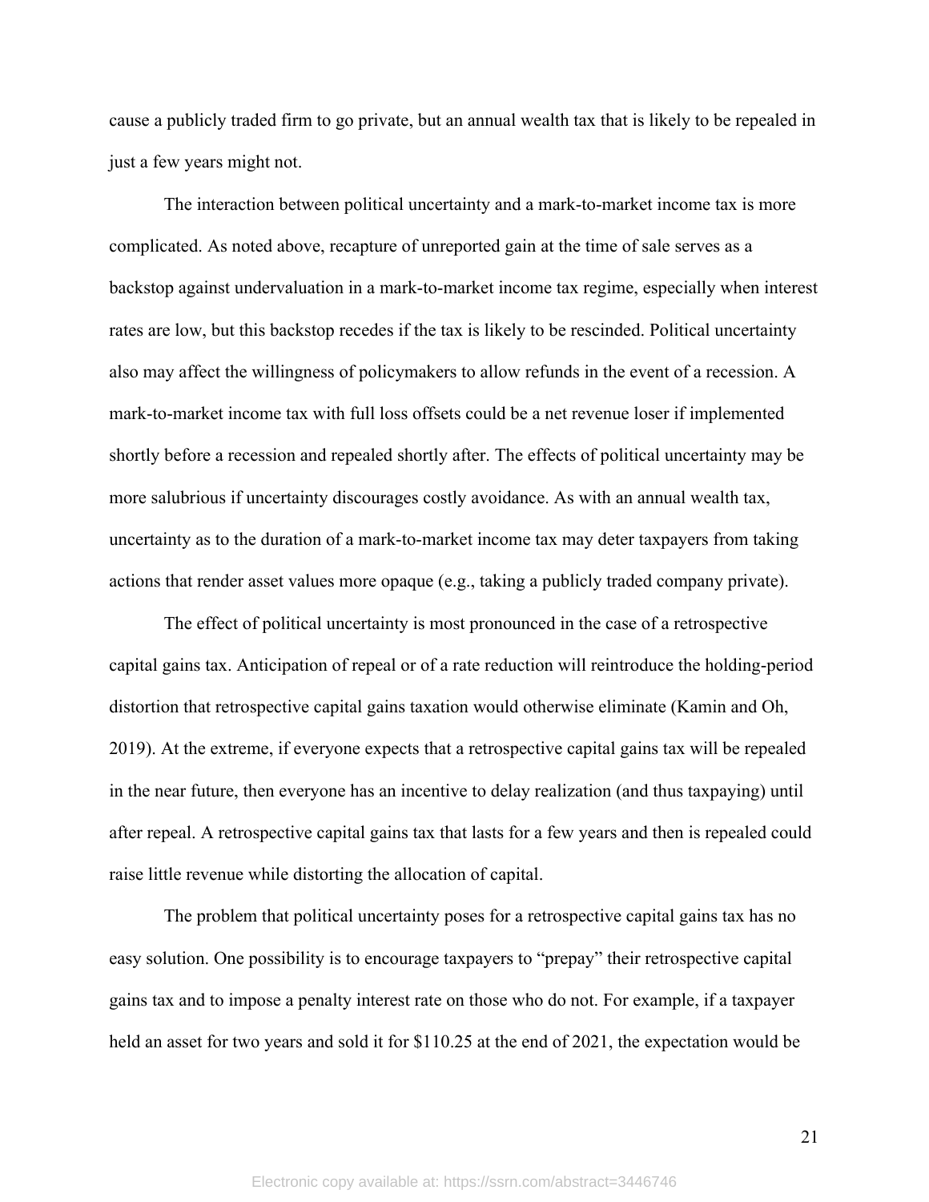cause a publicly traded firm to go private, but an annual wealth tax that is likely to be repealed in just a few years might not.

The interaction between political uncertainty and a mark-to-market income tax is more complicated. As noted above, recapture of unreported gain at the time of sale serves as a backstop against undervaluation in a mark-to-market income tax regime, especially when interest rates are low, but this backstop recedes if the tax is likely to be rescinded. Political uncertainty also may affect the willingness of policymakers to allow refunds in the event of a recession. A mark-to-market income tax with full loss offsets could be a net revenue loser if implemented shortly before a recession and repealed shortly after. The effects of political uncertainty may be more salubrious if uncertainty discourages costly avoidance. As with an annual wealth tax, uncertainty as to the duration of a mark-to-market income tax may deter taxpayers from taking actions that render asset values more opaque (e.g., taking a publicly traded company private).

The effect of political uncertainty is most pronounced in the case of a retrospective capital gains tax. Anticipation of repeal or of a rate reduction will reintroduce the holding-period distortion that retrospective capital gains taxation would otherwise eliminate (Kamin and Oh, 2019). At the extreme, if everyone expects that a retrospective capital gains tax will be repealed in the near future, then everyone has an incentive to delay realization (and thus taxpaying) until after repeal. A retrospective capital gains tax that lasts for a few years and then is repealed could raise little revenue while distorting the allocation of capital.

The problem that political uncertainty poses for a retrospective capital gains tax has no easy solution. One possibility is to encourage taxpayers to "prepay" their retrospective capital gains tax and to impose a penalty interest rate on those who do not. For example, if a taxpayer held an asset for two years and sold it for $110.25 at the end of 2021, the expectation would be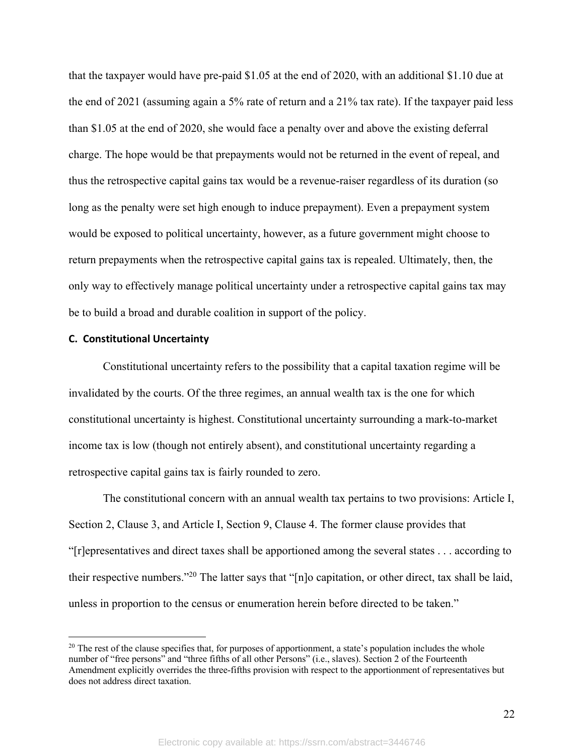that the taxpayer would have pre-paid $1.05 at the end of 2020, with an additional $1.10 due at the end of 2021 (assuming again a 5% rate of return and a 21% tax rate). If the taxpayer paid less than $1.05 at the end of 2020, she would face a penalty over and above the existing deferral charge. The hope would be that prepayments would not be returned in the event of repeal, and thus the retrospective capital gains tax would be a revenue-raiser regardless of its duration (so long as the penalty were set high enough to induce prepayment). Even a prepayment system would be exposed to political uncertainty, however, as a future government might choose to return prepayments when the retrospective capital gains tax is repealed. Ultimately, then, the only way to effectively manage political uncertainty under a retrospective capital gains tax may be to build a broad and durable coalition in support of the policy.

### C. Constitutional Uncertainty

Constitutional uncertainty refers to the possibility that a capital taxation regime will be invalidated by the courts. Of the three regimes, an annual wealth tax is the one for which constitutional uncertainty is highest. Constitutional uncertainty surrounding a mark-to-market income tax is low (though not entirely absent), and constitutional uncertainty regarding a retrospective capital gains tax is fairly rounded to zero.

The constitutional concern with an annual wealth tax pertains to two provisions: Article I, Section 2, Clause 3, and Article I, Section 9, Clause 4. The former clause provides that "[r]epresentatives and direct taxes shall be apportioned among the several states . . . according to their respective numbers."[20] The latter says that "[n]o capitation, or other direct, tax shall be laid, unless in proportion to the census or enumeration herein before directed to be taken."

[20] The rest of the clause specifies that, for purposes of apportionment, a state's population includes the whole number of "free persons" and "three fifths of all other Persons" (i.e., slaves). Section 2 of the Fourteenth Amendment explicitly overrides the three-fifths provision with respect to the apportionment of representatives but does not address direct taxation.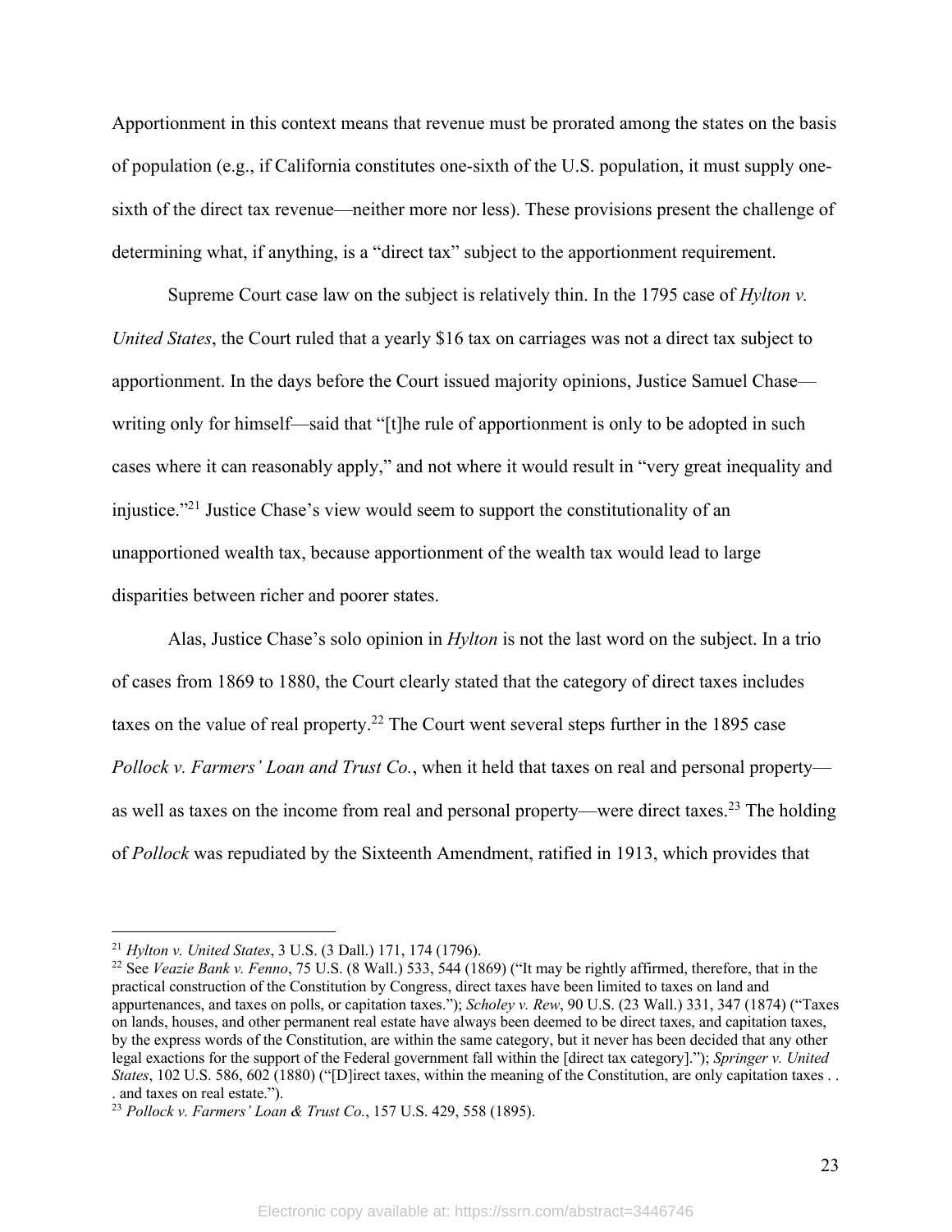Apportionment in this context means that revenue must be prorated among the states on the basis of population (e.g., if California constitutes one-sixth of the U.S. population, it must supply one-sixth of the direct tax revenue—neither more nor less). These provisions present the challenge of determining what, if anything, is a "direct tax" subject to the apportionment requirement.

Supreme Court case law on the subject is relatively thin. In the 1795 case of *Hylton v. United States*, the Court ruled that a yearly $16 tax on carriages was not a direct tax subject to apportionment. In the days before the Court issued majority opinions, Justice Samuel Chase—writing only for himself—said that "[t]he rule of apportionment is only to be adopted in such cases where it can reasonably apply," and not where it would result in "very great inequality and injustice."[21] Justice Chase's view would seem to support the constitutionality of an unapportioned wealth tax, because apportionment of the wealth tax would lead to large disparities between richer and poorer states.

Alas, Justice Chase's solo opinion in *Hylton* is not the last word on the subject. In a trio of cases from 1869 to 1880, the Court clearly stated that the category of direct taxes includes taxes on the value of real property.[22] The Court went several steps further in the 1895 case *Pollock v. Farmers' Loan and Trust Co.*, when it held that taxes on real and personal property—as well as taxes on the income from real and personal property—were direct taxes.[23] The holding of *Pollock* was repudiated by the Sixteenth Amendment, ratified in 1913, which provides that

---

[21] *Hylton v. United States*, 3 U.S. (3 Dall.) 171, 174 (1796).

[22] See *Veazie Bank v. Fenno*, 75 U.S. (8 Wall.) 533, 544 (1869) ("It may be rightly affirmed, therefore, that in the practical construction of the Constitution by Congress, direct taxes have been limited to taxes on land and appurtenances, and taxes on polls, or capitation taxes."); *Scholey v. Rew*, 90 U.S. (23 Wall.) 331, 347 (1874) ("Taxes on lands, houses, and other permanent real estate have always been deemed to be direct taxes, and capitation taxes, by the express words of the Constitution, are within the same category, but it never has been decided that any other legal exactions for the support of the Federal government fall within the [direct tax category]."); *Springer v. United States*, 102 U.S. 586, 602 (1880) ("[D]irect taxes, within the meaning of the Constitution, are only capitation taxes . . . and taxes on real estate.").

[23] *Pollock v. Farmers' Loan & Trust Co.*, 157 U.S. 429, 558 (1895).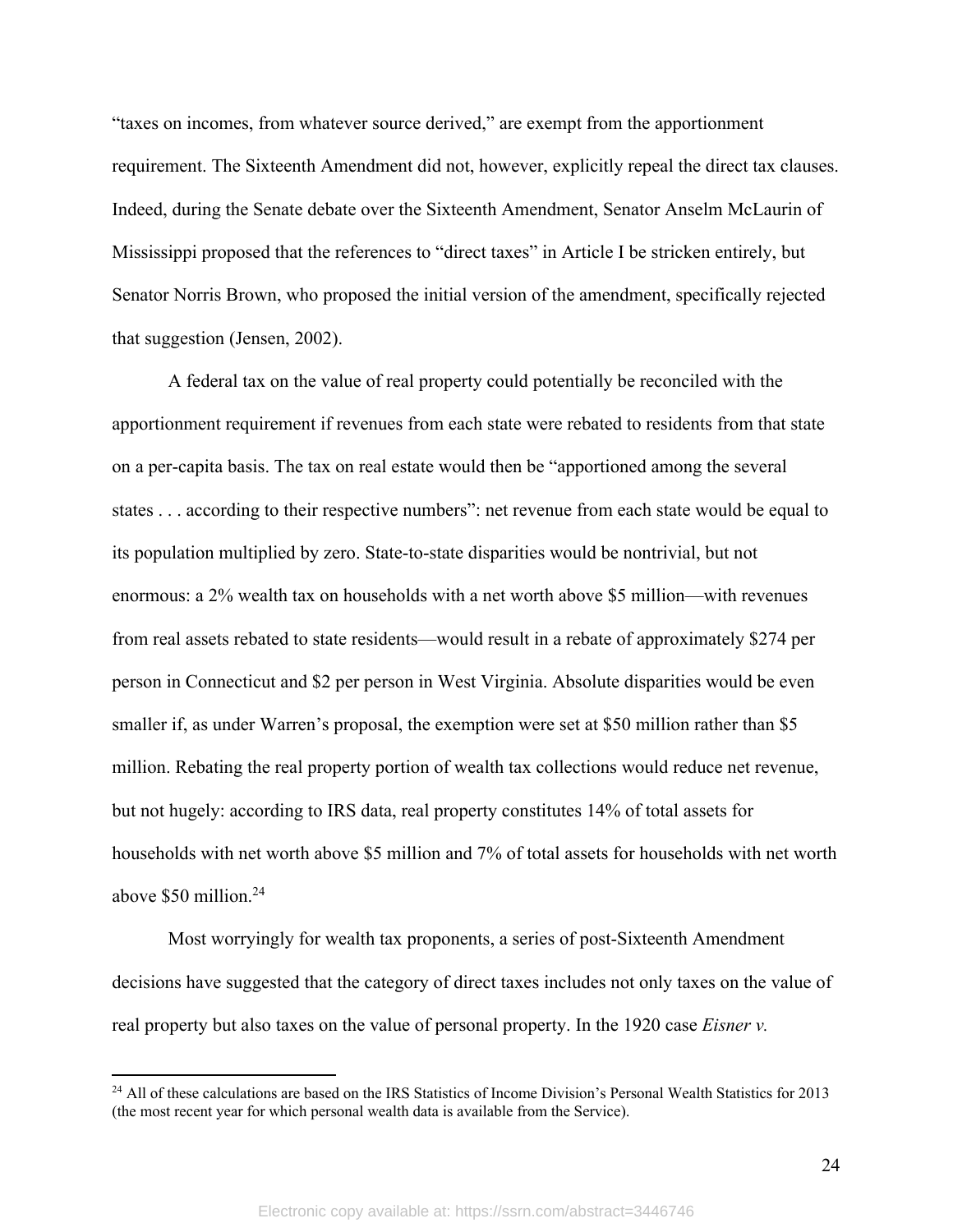“taxes on incomes, from whatever source derived,” are exempt from the apportionment requirement. The Sixteenth Amendment did not, however, explicitly repeal the direct tax clauses. Indeed, during the Senate debate over the Sixteenth Amendment, Senator Anselm McLaurin of Mississippi proposed that the references to “direct taxes” in Article I be stricken entirely, but Senator Norris Brown, who proposed the initial version of the amendment, specifically rejected that suggestion (Jensen, 2002).

A federal tax on the value of real property could potentially be reconciled with the apportionment requirement if revenues from each state were rebated to residents from that state on a per-capita basis. The tax on real estate would then be “apportioned among the several states . . . according to their respective numbers”: net revenue from each state would be equal to its population multiplied by zero. State-to-state disparities would be nontrivial, but not enormous: a 2% wealth tax on households with a net worth above $5 million—with revenues from real assets rebated to state residents—would result in a rebate of approximately $274 per person in Connecticut and $2 per person in West Virginia. Absolute disparities would be even smaller if, as under Warren’s proposal, the exemption were set at $50 million rather than $5 million. Rebating the real property portion of wealth tax collections would reduce net revenue, but not hugely: according to IRS data, real property constitutes 14% of total assets for households with net worth above $5 million and 7% of total assets for households with net worth above $50 million.[24]

Most worryingly for wealth tax proponents, a series of post-Sixteenth Amendment decisions have suggested that the category of direct taxes includes not only taxes on the value of real property but also taxes on the value of personal property. In the 1920 case *Eisner v.*

[24] All of these calculations are based on the IRS Statistics of Income Division’s Personal Wealth Statistics for 2013 (the most recent year for which personal wealth data is available from the Service).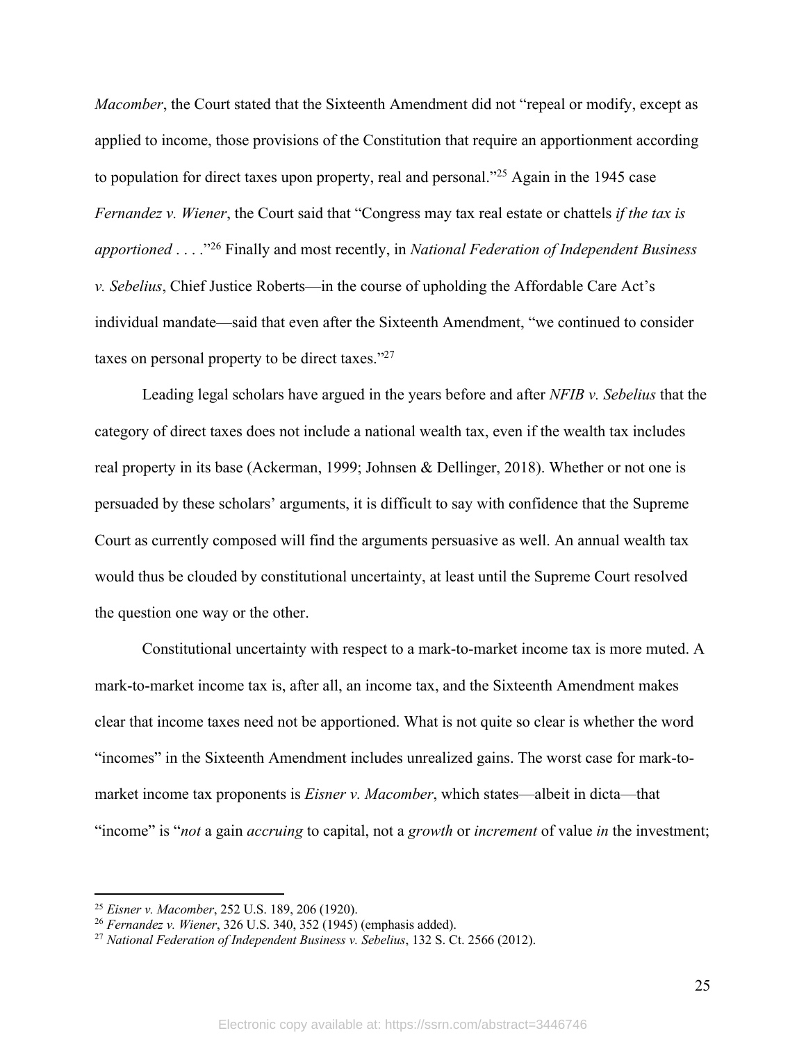*Macomber*, the Court stated that the Sixteenth Amendment did not "repeal or modify, except as applied to income, those provisions of the Constitution that require an apportionment according to population for direct taxes upon property, real and personal."[25] Again in the 1945 case *Fernandez v. Wiener*, the Court said that "Congress may tax real estate or chattels *if the tax is apportioned* . . . ."[26] Finally and most recently, in *National Federation of Independent Business v. Sebelius*, Chief Justice Roberts—in the course of upholding the Affordable Care Act's individual mandate—said that even after the Sixteenth Amendment, "we continued to consider taxes on personal property to be direct taxes."[27]

Leading legal scholars have argued in the years before and after *NFIB v. Sebelius* that the category of direct taxes does not include a national wealth tax, even if the wealth tax includes real property in its base (Ackerman, 1999; Johnsen & Dellinger, 2018). Whether or not one is persuaded by these scholars' arguments, it is difficult to say with confidence that the Supreme Court as currently composed will find the arguments persuasive as well. An annual wealth tax would thus be clouded by constitutional uncertainty, at least until the Supreme Court resolved the question one way or the other.

Constitutional uncertainty with respect to a mark-to-market income tax is more muted. A mark-to-market income tax is, after all, an income tax, and the Sixteenth Amendment makes clear that income taxes need not be apportioned. What is not quite so clear is whether the word "incomes" in the Sixteenth Amendment includes unrealized gains. The worst case for mark-to-market income tax proponents is *Eisner v. Macomber*, which states—albeit in dicta—that "income" is "*not* a gain *accruing* to capital, not a *growth* or *increment* of value *in* the investment;

---

[25] *Eisner v. Macomber*, 252 U.S. 189, 206 (1920).

[26] *Fernandez v. Wiener*, 326 U.S. 340, 352 (1945) (emphasis added).

[27] *National Federation of Independent Business v. Sebelius*, 132 S. Ct. 2566 (2012).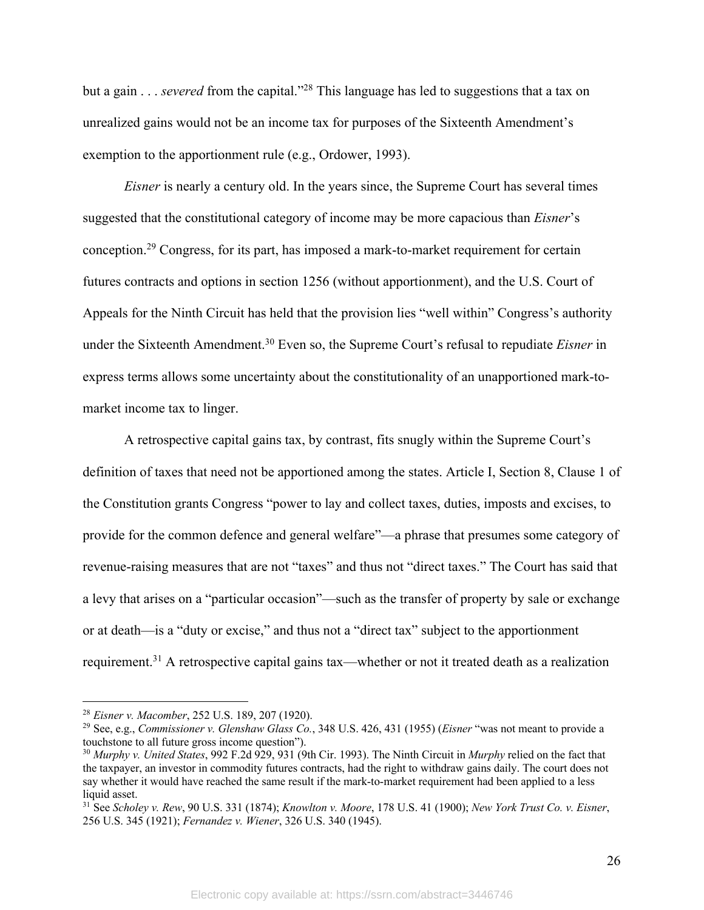but a gain . . . *severed* from the capital."[28] This language has led to suggestions that a tax on unrealized gains would not be an income tax for purposes of the Sixteenth Amendment's exemption to the apportionment rule (e.g., Ordower, 1993).

*Eisner* is nearly a century old. In the years since, the Supreme Court has several times suggested that the constitutional category of income may be more capacious than *Eisner*'s conception.[29] Congress, for its part, has imposed a mark-to-market requirement for certain futures contracts and options in section 1256 (without apportionment), and the U.S. Court of Appeals for the Ninth Circuit has held that the provision lies "well within" Congress's authority under the Sixteenth Amendment.[30] Even so, the Supreme Court's refusal to repudiate *Eisner* in express terms allows some uncertainty about the constitutionality of an unapportioned mark-to-market income tax to linger.

A retrospective capital gains tax, by contrast, fits snugly within the Supreme Court's definition of taxes that need not be apportioned among the states. Article I, Section 8, Clause 1 of the Constitution grants Congress "power to lay and collect taxes, duties, imposts and excises, to provide for the common defence and general welfare"—a phrase that presumes some category of revenue-raising measures that are not "taxes" and thus not "direct taxes." The Court has said that a levy that arises on a "particular occasion"—such as the transfer of property by sale or exchange or at death—is a "duty or excise," and thus not a "direct tax" subject to the apportionment requirement.[31] A retrospective capital gains tax—whether or not it treated death as a realization

---

[28] *Eisner v. Macomber*, 252 U.S. 189, 207 (1920).

[29] See, e.g., *Commissioner v. Glenshaw Glass Co.*, 348 U.S. 426, 431 (1955) (*Eisner* "was not meant to provide a touchstone to all future gross income question").

[30] *Murphy v. United States*, 992 F.2d 929, 931 (9th Cir. 1993). The Ninth Circuit in *Murphy* relied on the fact that the taxpayer, an investor in commodity futures contracts, had the right to withdraw gains daily. The court does not say whether it would have reached the same result if the mark-to-market requirement had been applied to a less liquid asset.

[31] See *Scholey v. Rew*, 90 U.S. 331 (1874); *Knowlton v. Moore*, 178 U.S. 41 (1900); *New York Trust Co. v. Eisner*, 256 U.S. 345 (1921); *Fernandez v. Wiener*, 326 U.S. 340 (1945).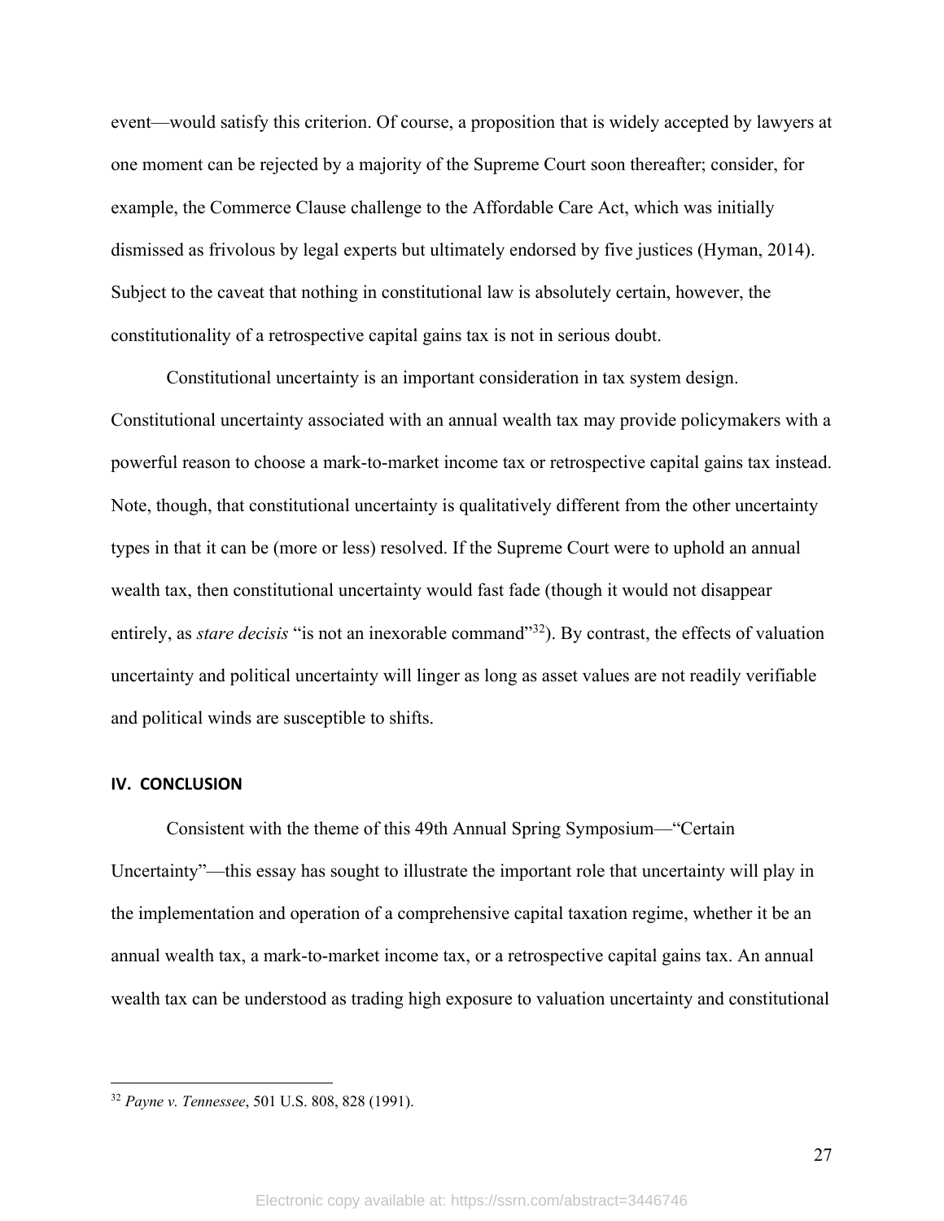event—would satisfy this criterion. Of course, a proposition that is widely accepted by lawyers at one moment can be rejected by a majority of the Supreme Court soon thereafter; consider, for example, the Commerce Clause challenge to the Affordable Care Act, which was initially dismissed as frivolous by legal experts but ultimately endorsed by five justices (Hyman, 2014). Subject to the caveat that nothing in constitutional law is absolutely certain, however, the constitutionality of a retrospective capital gains tax is not in serious doubt.

Constitutional uncertainty is an important consideration in tax system design. Constitutional uncertainty associated with an annual wealth tax may provide policymakers with a powerful reason to choose a mark-to-market income tax or retrospective capital gains tax instead. Note, though, that constitutional uncertainty is qualitatively different from the other uncertainty types in that it can be (more or less) resolved. If the Supreme Court were to uphold an annual wealth tax, then constitutional uncertainty would fast fade (though it would not disappear entirely, as *stare decisis* "is not an inexorable command"[32]). By contrast, the effects of valuation uncertainty and political uncertainty will linger as long as asset values are not readily verifiable and political winds are susceptible to shifts.

## IV. CONCLUSION

Consistent with the theme of this 49th Annual Spring Symposium—"Certain Uncertainty"—this essay has sought to illustrate the important role that uncertainty will play in the implementation and operation of a comprehensive capital taxation regime, whether it be an annual wealth tax, a mark-to-market income tax, or a retrospective capital gains tax. An annual wealth tax can be understood as trading high exposure to valuation uncertainty and constitutional

---

[32] *Payne v. Tennessee*, 501 U.S. 808, 828 (1991).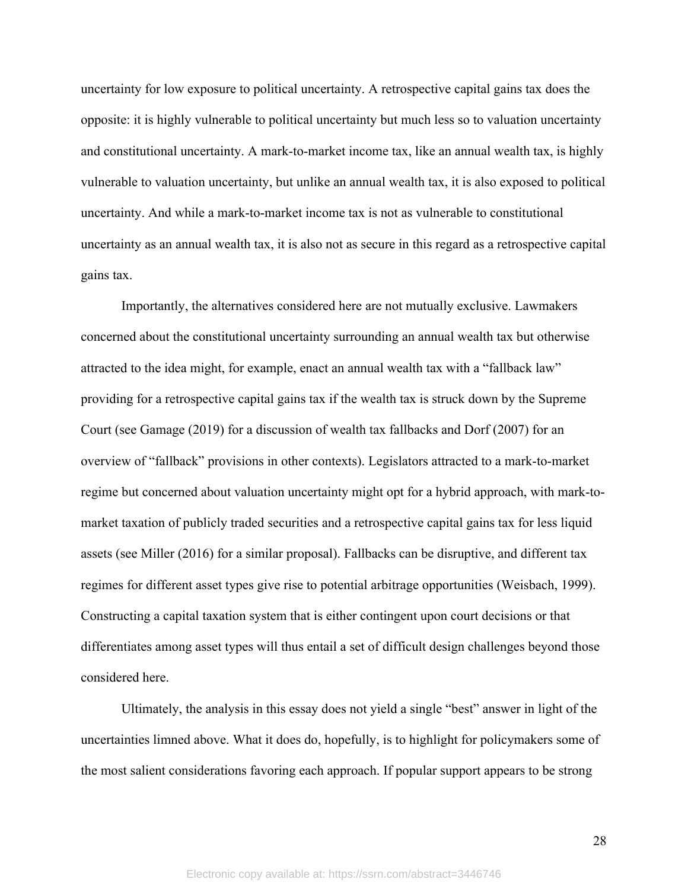uncertainty for low exposure to political uncertainty. A retrospective capital gains tax does the opposite: it is highly vulnerable to political uncertainty but much less so to valuation uncertainty and constitutional uncertainty. A mark-to-market income tax, like an annual wealth tax, is highly vulnerable to valuation uncertainty, but unlike an annual wealth tax, it is also exposed to political uncertainty. And while a mark-to-market income tax is not as vulnerable to constitutional uncertainty as an annual wealth tax, it is also not as secure in this regard as a retrospective capital gains tax.

Importantly, the alternatives considered here are not mutually exclusive. Lawmakers concerned about the constitutional uncertainty surrounding an annual wealth tax but otherwise attracted to the idea might, for example, enact an annual wealth tax with a "fallback law" providing for a retrospective capital gains tax if the wealth tax is struck down by the Supreme Court (see Gamage (2019) for a discussion of wealth tax fallbacks and Dorf (2007) for an overview of "fallback" provisions in other contexts). Legislators attracted to a mark-to-market regime but concerned about valuation uncertainty might opt for a hybrid approach, with mark-to-market taxation of publicly traded securities and a retrospective capital gains tax for less liquid assets (see Miller (2016) for a similar proposal). Fallbacks can be disruptive, and different tax regimes for different asset types give rise to potential arbitrage opportunities (Weisbach, 1999). Constructing a capital taxation system that is either contingent upon court decisions or that differentiates among asset types will thus entail a set of difficult design challenges beyond those considered here.

Ultimately, the analysis in this essay does not yield a single "best" answer in light of the uncertainties limned above. What it does do, hopefully, is to highlight for policymakers some of the most salient considerations favoring each approach. If popular support appears to be strong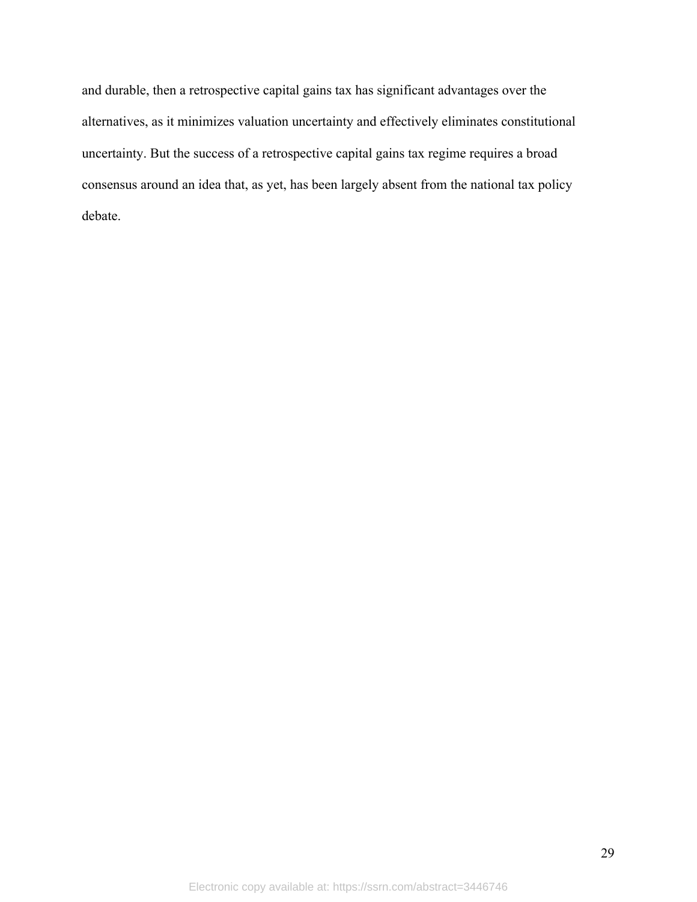and durable, then a retrospective capital gains tax has significant advantages over the alternatives, as it minimizes valuation uncertainty and effectively eliminates constitutional uncertainty. But the success of a retrospective capital gains tax regime requires a broad consensus around an idea that, as yet, has been largely absent from the national tax policy debate.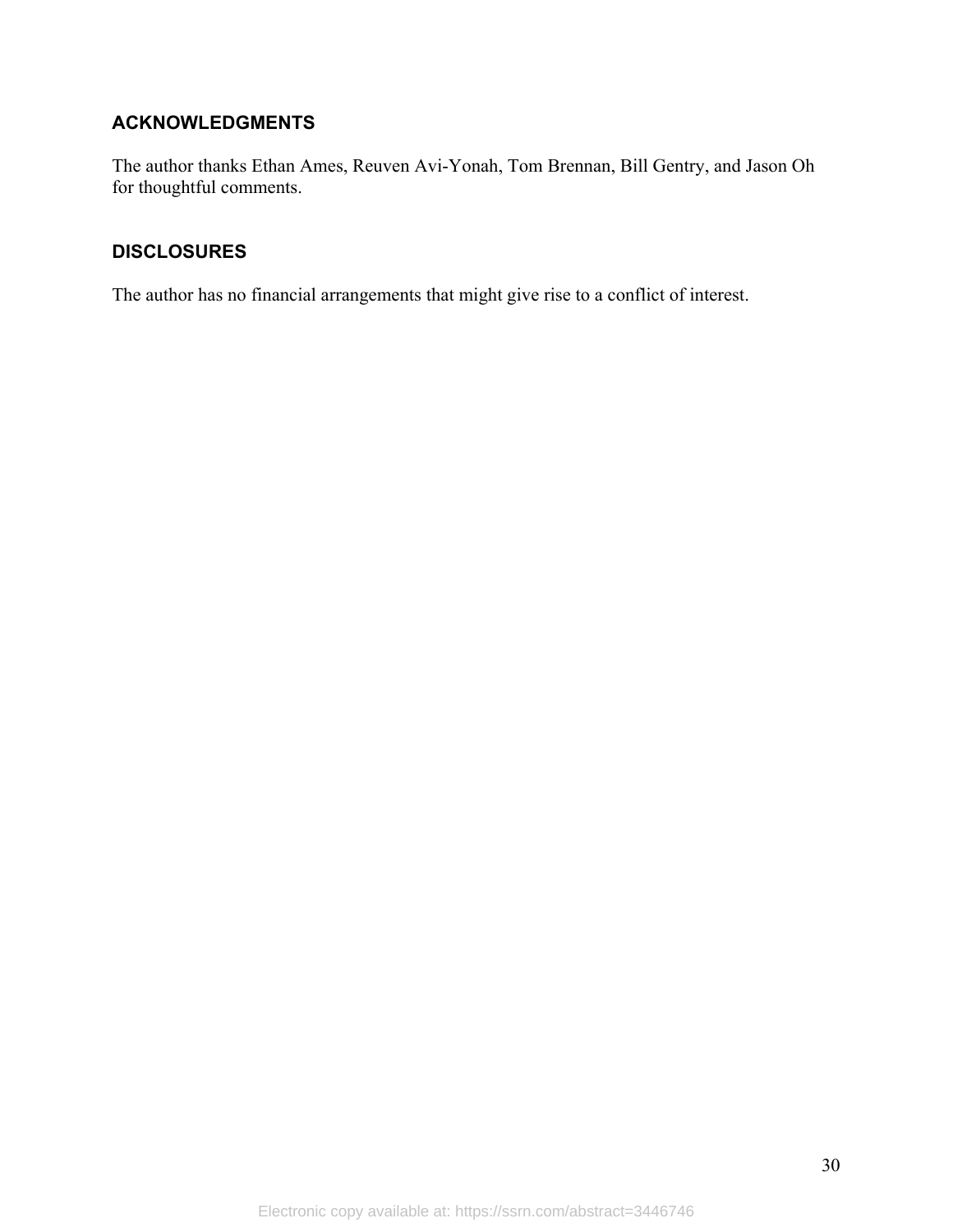## ACKNOWLEDGMENTS

The author thanks Ethan Ames, Reuven Avi-Yonah, Tom Brennan, Bill Gentry, and Jason Oh for thoughtful comments.

## DISCLOSURES

The author has no financial arrangements that might give rise to a conflict of interest.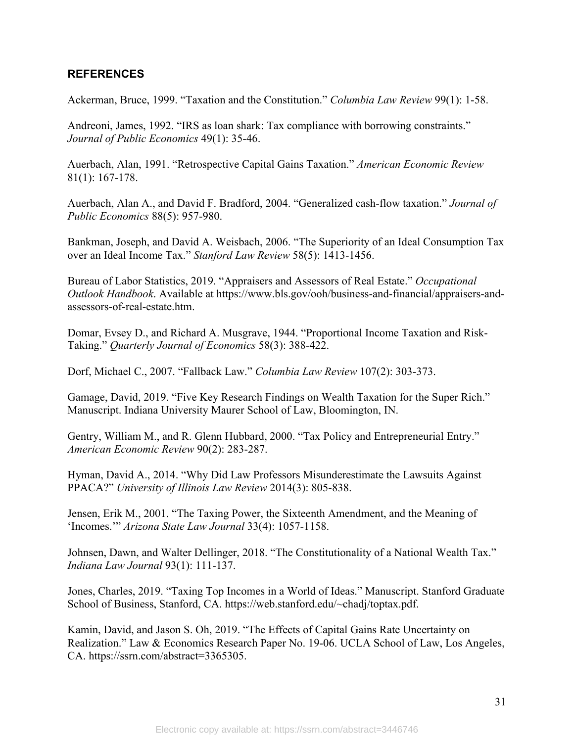## REFERENCES

Ackerman, Bruce, 1999. “Taxation and the Constitution.” *Columbia Law Review* 99(1): 1-58.

Andreoni, James, 1992. “IRS as loan shark: Tax compliance with borrowing constraints.” *Journal of Public Economics* 49(1): 35-46.

Auerbach, Alan, 1991. “Retrospective Capital Gains Taxation.” *American Economic Review* 81(1): 167-178.

Auerbach, Alan A., and David F. Bradford, 2004. “Generalized cash-flow taxation.” *Journal of Public Economics* 88(5): 957-980.

Bankman, Joseph, and David A. Weisbach, 2006. “The Superiority of an Ideal Consumption Tax over an Ideal Income Tax.” *Stanford Law Review* 58(5): 1413-1456.

Bureau of Labor Statistics, 2019. “Appraisers and Assessors of Real Estate.” *Occupational Outlook Handbook*. Available at https://www.bls.gov/ooh/business-and-financial/appraisers-and-assessors-of-real-estate.htm.

Domar, Evsey D., and Richard A. Musgrave, 1944. “Proportional Income Taxation and Risk-Taking.” *Quarterly Journal of Economics* 58(3): 388-422.

Dorf, Michael C., 2007. “Fallback Law.” *Columbia Law Review* 107(2): 303-373.

Gamage, David, 2019. “Five Key Research Findings on Wealth Taxation for the Super Rich.” Manuscript. Indiana University Maurer School of Law, Bloomington, IN.

Gentry, William M., and R. Glenn Hubbard, 2000. “Tax Policy and Entrepreneurial Entry.” *American Economic Review* 90(2): 283-287.

Hyman, David A., 2014. “Why Did Law Professors Misunderestimate the Lawsuits Against PPACA?” *University of Illinois Law Review* 2014(3): 805-838.

Jensen, Erik M., 2001. “The Taxing Power, the Sixteenth Amendment, and the Meaning of ‘Incomes.’” *Arizona State Law Journal* 33(4): 1057-1158.

Johnsen, Dawn, and Walter Dellinger, 2018. “The Constitutionality of a National Wealth Tax.” *Indiana Law Journal* 93(1): 111-137.

Jones, Charles, 2019. “Taxing Top Incomes in a World of Ideas.” Manuscript. Stanford Graduate School of Business, Stanford, CA. https://web.stanford.edu/~chadj/toptax.pdf.

Kamin, David, and Jason S. Oh, 2019. “The Effects of Capital Gains Rate Uncertainty on Realization.” Law & Economics Research Paper No. 19-06. UCLA School of Law, Los Angeles, CA. https://ssrn.com/abstract=3365305.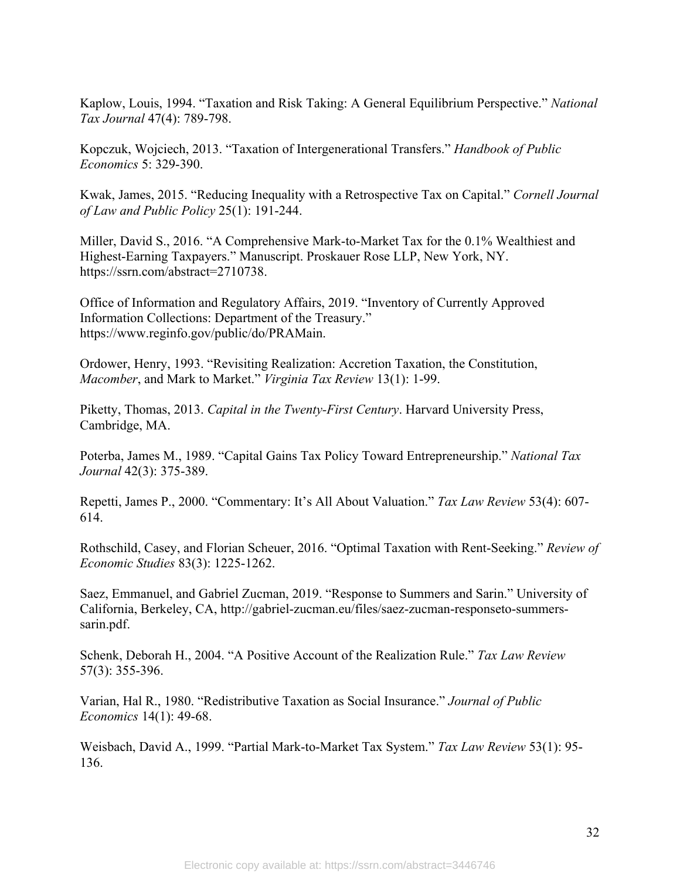Kaplow, Louis, 1994. “Taxation and Risk Taking: A General Equilibrium Perspective.” *National Tax Journal* 47(4): 789-798.

Kopczuk, Wojciech, 2013. “Taxation of Intergenerational Transfers.” *Handbook of Public Economics* 5: 329-390.

Kwak, James, 2015. “Reducing Inequality with a Retrospective Tax on Capital.” *Cornell Journal of Law and Public Policy* 25(1): 191-244.

Miller, David S., 2016. “A Comprehensive Mark-to-Market Tax for the 0.1% Wealthiest and Highest-Earning Taxpayers.” Manuscript. Proskauer Rose LLP, New York, NY. https://ssrn.com/abstract=2710738.

Office of Information and Regulatory Affairs, 2019. “Inventory of Currently Approved Information Collections: Department of the Treasury.” https://www.reginfo.gov/public/do/PRAMain.

Ordower, Henry, 1993. “Revisiting Realization: Accretion Taxation, the Constitution, *Macomber*, and Mark to Market.” *Virginia Tax Review* 13(1): 1-99.

Piketty, Thomas, 2013. *Capital in the Twenty-First Century*. Harvard University Press, Cambridge, MA.

Poterba, James M., 1989. “Capital Gains Tax Policy Toward Entrepreneurship.” *National Tax Journal* 42(3): 375-389.

Repetti, James P., 2000. “Commentary: It’s All About Valuation.” *Tax Law Review* 53(4): 607-614.

Rothschild, Casey, and Florian Scheuer, 2016. “Optimal Taxation with Rent-Seeking.” *Review of Economic Studies* 83(3): 1225-1262.

Saez, Emmanuel, and Gabriel Zucman, 2019. “Response to Summers and Sarin.” University of California, Berkeley, CA, http://gabriel-zucman.eu/files/saez-zucman-responseto-summers-sarin.pdf.

Schenk, Deborah H., 2004. “A Positive Account of the Realization Rule.” *Tax Law Review* 57(3): 355-396.

Varian, Hal R., 1980. “Redistributive Taxation as Social Insurance.” *Journal of Public Economics* 14(1): 49-68.

Weisbach, David A., 1999. “Partial Mark-to-Market Tax System.” *Tax Law Review* 53(1): 95-136.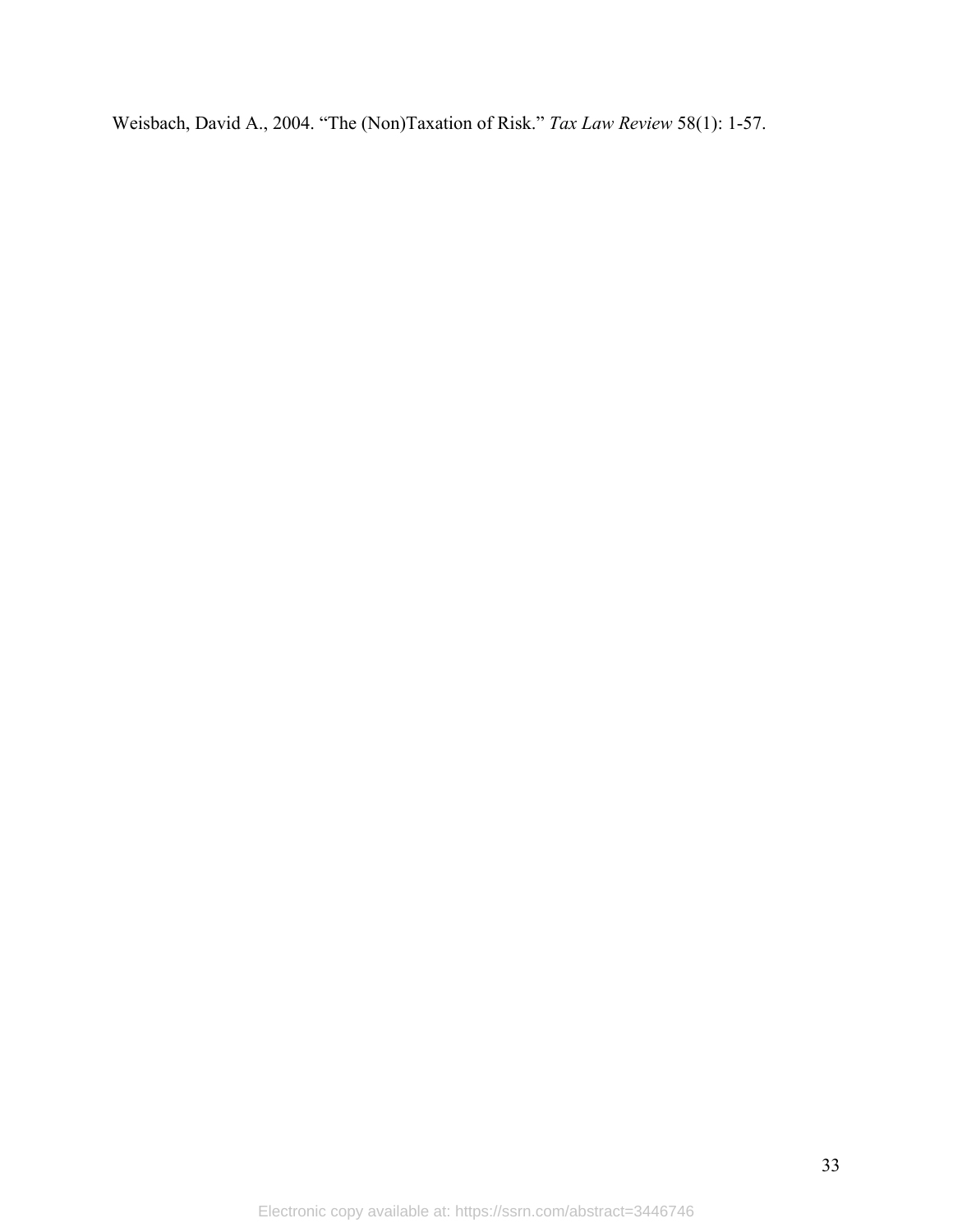Weisbach, David A., 2004. "The (Non)Taxation of Risk." *Tax Law Review* 58(1): 1-57.